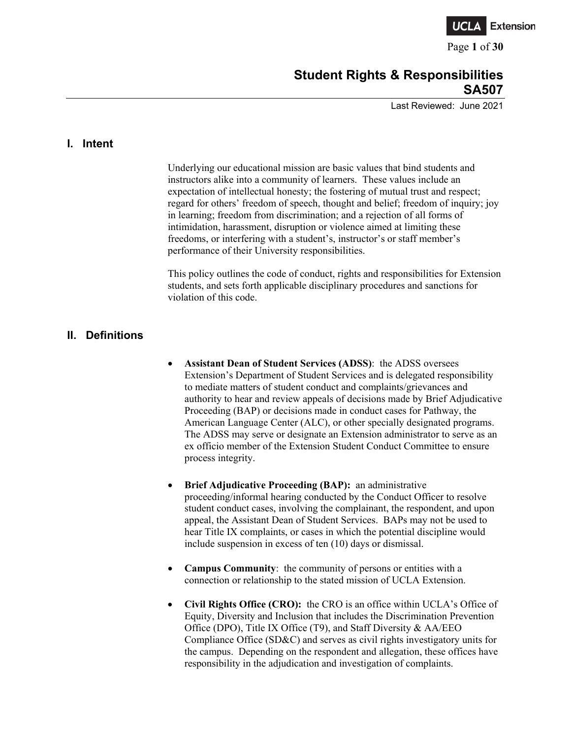# Student Rights & Responsibilities

# SA507

Last Reviewed: June 2021

## I. Intent

Underlying our educational mission are basic values that bind students and instructors alike into a community of learners. These values include an expectation of intellectual honesty; the fostering of mutual trust and respect; regard for others' freedom of speech, thought and belief; freedom of inquiry; joy in learning; freedom from discrimination; and a rejection of all forms of intimidation, harassment, disruption or violence aimed at limiting these freedoms, or interfering with a student's, instructor's or staff member's performance of their University responsibilities.

This policy outlines the code of conduct, rights and responsibilities for Extension students, and sets forth applicable disciplinary procedures and sanctions for violation of this code.

## II. Definitions

- **Assistant Dean of Student Services (ADSS)**: the ADSS oversees Extension's Department of Student Services and is delegated responsibility to mediate matters of student conduct and complaints/grievances and authority to hear and review appeals of decisions made by Brief Adjudicative Proceeding (BAP) or decisions made in conduct cases for Pathway, the American Language Center (ALC), or other specially designated programs. The ADSS may serve or designate an Extension administrator to serve as an ex officio member of the Extension Student Conduct Committee to ensure process integrity.

- **Brief Adjudicative Proceeding (BAP):** an administrative proceeding/informal hearing conducted by the Conduct Officer to resolve student conduct cases, involving the complainant, the respondent, and upon appeal, the Assistant Dean of Student Services. BAPs may not be used to hear Title IX complaints, or cases in which the potential discipline would include suspension in excess of ten (10) days or dismissal.

- **Campus Community**: the community of persons or entities with a connection or relationship to the stated mission of UCLA Extension.

- **Civil Rights Office (CRO):** the CRO is an office within UCLA's Office of Equity, Diversity and Inclusion that includes the Discrimination Prevention Office (DPO), Title IX Office (T9), and Staff Diversity & AA/EEO Compliance Office (SD&C) and serves as civil rights investigatory units for the campus. Depending on the respondent and allegation, these offices have responsibility in the adjudication and investigation of complaints.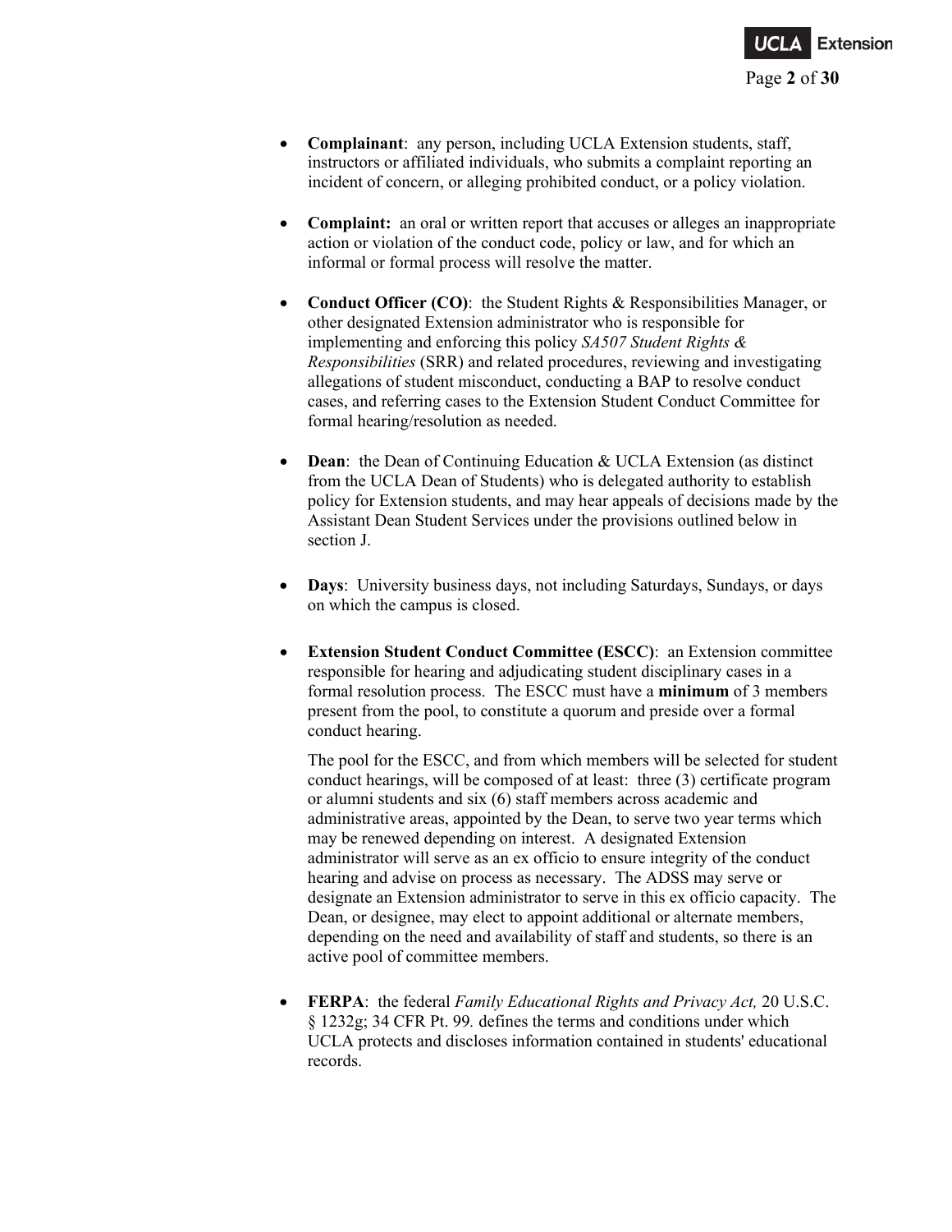- **Complainant**: any person, including UCLA Extension students, staff, instructors or affiliated individuals, who submits a complaint reporting an incident of concern, or alleging prohibited conduct, or a policy violation.

- **Complaint:** an oral or written report that accuses or alleges an inappropriate action or violation of the conduct code, policy or law, and for which an informal or formal process will resolve the matter.

- **Conduct Officer (CO)**: the Student Rights & Responsibilities Manager, or other designated Extension administrator who is responsible for implementing and enforcing this policy *SA507 Student Rights & Responsibilities* (SRR) and related procedures, reviewing and investigating allegations of student misconduct, conducting a BAP to resolve conduct cases, and referring cases to the Extension Student Conduct Committee for formal hearing/resolution as needed.

- **Dean**: the Dean of Continuing Education & UCLA Extension (as distinct from the UCLA Dean of Students) who is delegated authority to establish policy for Extension students, and may hear appeals of decisions made by the Assistant Dean Student Services under the provisions outlined below in section J.

- **Days**: University business days, not including Saturdays, Sundays, or days on which the campus is closed.

- **Extension Student Conduct Committee (ESCC)**: an Extension committee responsible for hearing and adjudicating student disciplinary cases in a formal resolution process. The ESCC must have a **minimum** of 3 members present from the pool, to constitute a quorum and preside over a formal conduct hearing.

  The pool for the ESCC, and from which members will be selected for student conduct hearings, will be composed of at least: three (3) certificate program or alumni students and six (6) staff members across academic and administrative areas, appointed by the Dean, to serve two year terms which may be renewed depending on interest. A designated Extension administrator will serve as an ex officio to ensure integrity of the conduct hearing and advise on process as necessary. The ADSS may serve or designate an Extension administrator to serve in this ex officio capacity. The Dean, or designee, may elect to appoint additional or alternate members, depending on the need and availability of staff and students, so there is an active pool of committee members.

- **FERPA**: the federal *Family Educational Rights and Privacy Act,* 20 U.S.C. § 1232g; 34 CFR Pt. 99*.* defines the terms and conditions under which UCLA protects and discloses information contained in students' educational records.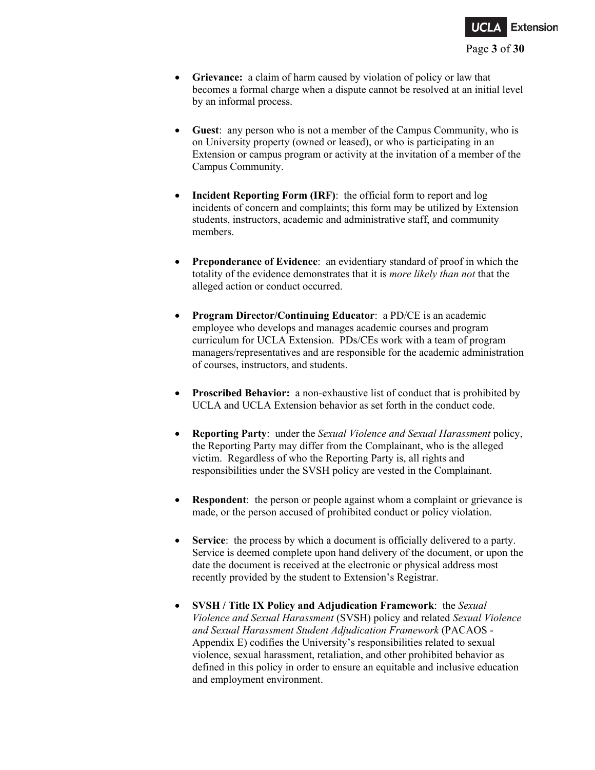- **Grievance:** a claim of harm caused by violation of policy or law that becomes a formal charge when a dispute cannot be resolved at an initial level by an informal process.

- **Guest**: any person who is not a member of the Campus Community, who is on University property (owned or leased), or who is participating in an Extension or campus program or activity at the invitation of a member of the Campus Community.

- **Incident Reporting Form (IRF)**: the official form to report and log incidents of concern and complaints; this form may be utilized by Extension students, instructors, academic and administrative staff, and community members.

- **Preponderance of Evidence**: an evidentiary standard of proof in which the totality of the evidence demonstrates that it is *more likely than not* that the alleged action or conduct occurred.

- **Program Director/Continuing Educator**: a PD/CE is an academic employee who develops and manages academic courses and program curriculum for UCLA Extension. PDs/CEs work with a team of program managers/representatives and are responsible for the academic administration of courses, instructors, and students.

- **Proscribed Behavior:** a non-exhaustive list of conduct that is prohibited by UCLA and UCLA Extension behavior as set forth in the conduct code.

- **Reporting Party**: under the *Sexual Violence and Sexual Harassment* policy, the Reporting Party may differ from the Complainant, who is the alleged victim. Regardless of who the Reporting Party is, all rights and responsibilities under the SVSH policy are vested in the Complainant.

- **Respondent**: the person or people against whom a complaint or grievance is made, or the person accused of prohibited conduct or policy violation.

- **Service**: the process by which a document is officially delivered to a party. Service is deemed complete upon hand delivery of the document, or upon the date the document is received at the electronic or physical address most recently provided by the student to Extension's Registrar.

- **SVSH / Title IX Policy and Adjudication Framework**: the *Sexual Violence and Sexual Harassment* (SVSH) policy and related *Sexual Violence and Sexual Harassment Student Adjudication Framework* (PACAOS - Appendix E) codifies the University's responsibilities related to sexual violence, sexual harassment, retaliation, and other prohibited behavior as defined in this policy in order to ensure an equitable and inclusive education and employment environment.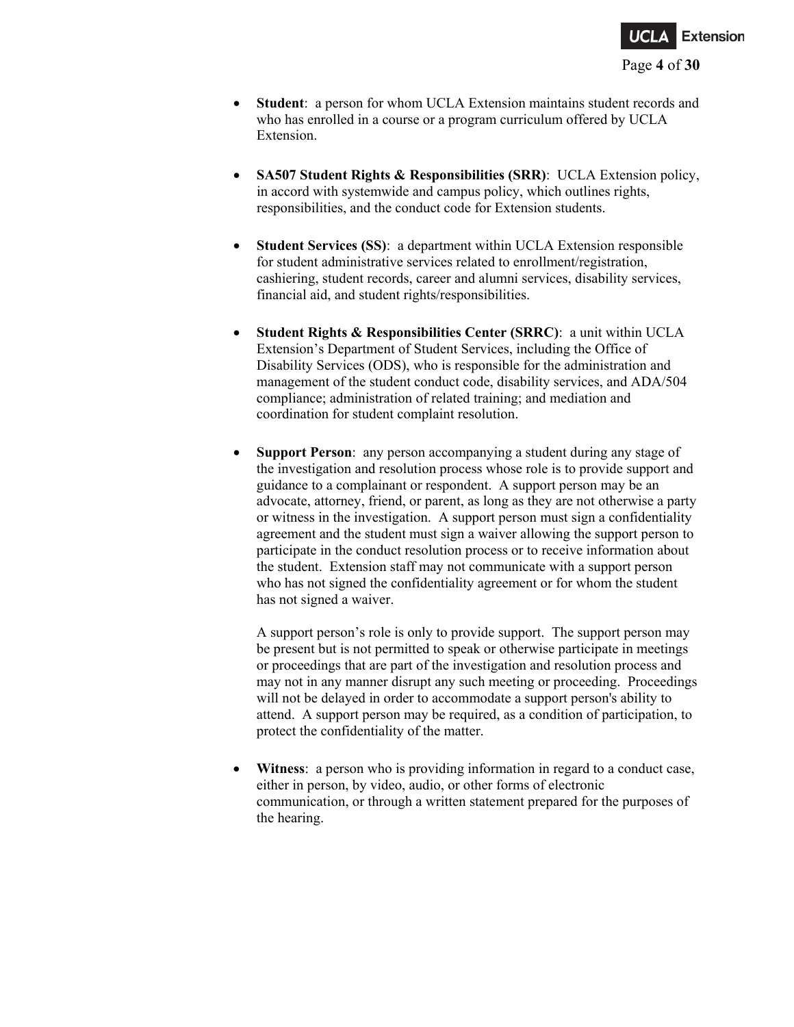- **Student**: a person for whom UCLA Extension maintains student records and who has enrolled in a course or a program curriculum offered by UCLA Extension.

- **SA507 Student Rights & Responsibilities (SRR)**: UCLA Extension policy, in accord with systemwide and campus policy, which outlines rights, responsibilities, and the conduct code for Extension students.

- **Student Services (SS)**: a department within UCLA Extension responsible for student administrative services related to enrollment/registration, cashiering, student records, career and alumni services, disability services, financial aid, and student rights/responsibilities.

- **Student Rights & Responsibilities Center (SRRC)**: a unit within UCLA Extension's Department of Student Services, including the Office of Disability Services (ODS), who is responsible for the administration and management of the student conduct code, disability services, and ADA/504 compliance; administration of related training; and mediation and coordination for student complaint resolution.

- **Support Person**: any person accompanying a student during any stage of the investigation and resolution process whose role is to provide support and guidance to a complainant or respondent. A support person may be an advocate, attorney, friend, or parent, as long as they are not otherwise a party or witness in the investigation. A support person must sign a confidentiality agreement and the student must sign a waiver allowing the support person to participate in the conduct resolution process or to receive information about the student. Extension staff may not communicate with a support person who has not signed the confidentiality agreement or for whom the student has not signed a waiver.

  A support person's role is only to provide support. The support person may be present but is not permitted to speak or otherwise participate in meetings or proceedings that are part of the investigation and resolution process and may not in any manner disrupt any such meeting or proceeding. Proceedings will not be delayed in order to accommodate a support person's ability to attend. A support person may be required, as a condition of participation, to protect the confidentiality of the matter.

- **Witness**: a person who is providing information in regard to a conduct case, either in person, by video, audio, or other forms of electronic communication, or through a written statement prepared for the purposes of the hearing.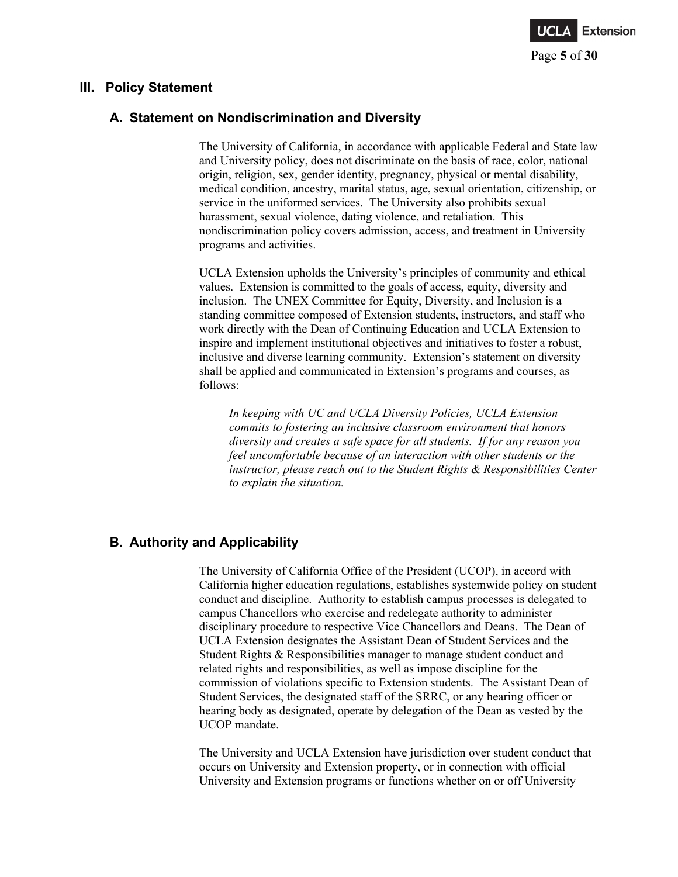## III. Policy Statement

### A. Statement on Nondiscrimination and Diversity

The University of California, in accordance with applicable Federal and State law and University policy, does not discriminate on the basis of race, color, national origin, religion, sex, gender identity, pregnancy, physical or mental disability, medical condition, ancestry, marital status, age, sexual orientation, citizenship, or service in the uniformed services. The University also prohibits sexual harassment, sexual violence, dating violence, and retaliation. This nondiscrimination policy covers admission, access, and treatment in University programs and activities.

UCLA Extension upholds the University's principles of community and ethical values. Extension is committed to the goals of access, equity, diversity and inclusion. The UNEX Committee for Equity, Diversity, and Inclusion is a standing committee composed of Extension students, instructors, and staff who work directly with the Dean of Continuing Education and UCLA Extension to inspire and implement institutional objectives and initiatives to foster a robust, inclusive and diverse learning community. Extension's statement on diversity shall be applied and communicated in Extension's programs and courses, as follows:

> *In keeping with UC and UCLA Diversity Policies, UCLA Extension commits to fostering an inclusive classroom environment that honors diversity and creates a safe space for all students. If for any reason you feel uncomfortable because of an interaction with other students or the instructor, please reach out to the Student Rights & Responsibilities Center to explain the situation.*

### B. Authority and Applicability

The University of California Office of the President (UCOP), in accord with California higher education regulations, establishes systemwide policy on student conduct and discipline. Authority to establish campus processes is delegated to campus Chancellors who exercise and redelegate authority to administer disciplinary procedure to respective Vice Chancellors and Deans. The Dean of UCLA Extension designates the Assistant Dean of Student Services and the Student Rights & Responsibilities manager to manage student conduct and related rights and responsibilities, as well as impose discipline for the commission of violations specific to Extension students. The Assistant Dean of Student Services, the designated staff of the SRRC, or any hearing officer or hearing body as designated, operate by delegation of the Dean as vested by the UCOP mandate.

The University and UCLA Extension have jurisdiction over student conduct that occurs on University and Extension property, or in connection with official University and Extension programs or functions whether on or off University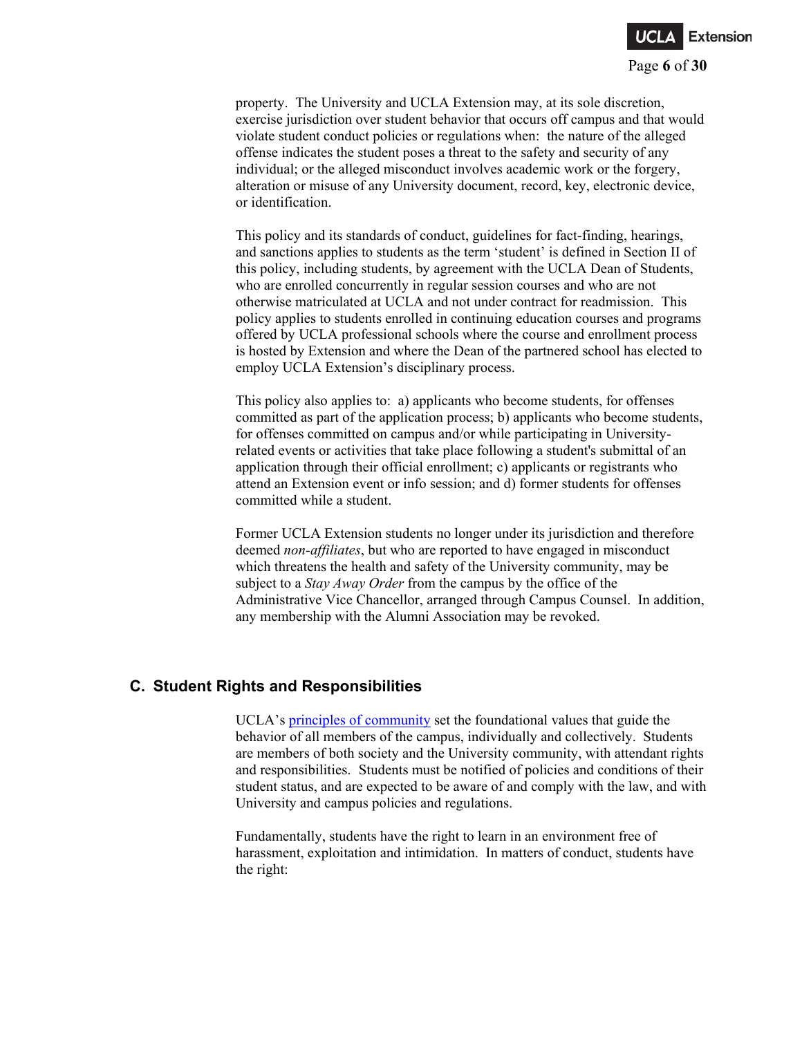property. The University and UCLA Extension may, at its sole discretion, exercise jurisdiction over student behavior that occurs off campus and that would violate student conduct policies or regulations when: the nature of the alleged offense indicates the student poses a threat to the safety and security of any individual; or the alleged misconduct involves academic work or the forgery, alteration or misuse of any University document, record, key, electronic device, or identification.

This policy and its standards of conduct, guidelines for fact-finding, hearings, and sanctions applies to students as the term 'student' is defined in Section II of this policy, including students, by agreement with the UCLA Dean of Students, who are enrolled concurrently in regular session courses and who are not otherwise matriculated at UCLA and not under contract for readmission. This policy applies to students enrolled in continuing education courses and programs offered by UCLA professional schools where the course and enrollment process is hosted by Extension and where the Dean of the partnered school has elected to employ UCLA Extension's disciplinary process.

This policy also applies to: a) applicants who become students, for offenses committed as part of the application process; b) applicants who become students, for offenses committed on campus and/or while participating in University-related events or activities that take place following a student's submittal of an application through their official enrollment; c) applicants or registrants who attend an Extension event or info session; and d) former students for offenses committed while a student.

Former UCLA Extension students no longer under its jurisdiction and therefore deemed *non-affiliates*, but who are reported to have engaged in misconduct which threatens the health and safety of the University community, may be subject to a *Stay Away Order* from the campus by the office of the Administrative Vice Chancellor, arranged through Campus Counsel. In addition, any membership with the Alumni Association may be revoked.

## C. Student Rights and Responsibilities

UCLA's [principles of community] set the foundational values that guide the behavior of all members of the campus, individually and collectively. Students are members of both society and the University community, with attendant rights and responsibilities. Students must be notified of policies and conditions of their student status, and are expected to be aware of and comply with the law, and with University and campus policies and regulations.

Fundamentally, students have the right to learn in an environment free of harassment, exploitation and intimidation. In matters of conduct, students have the right: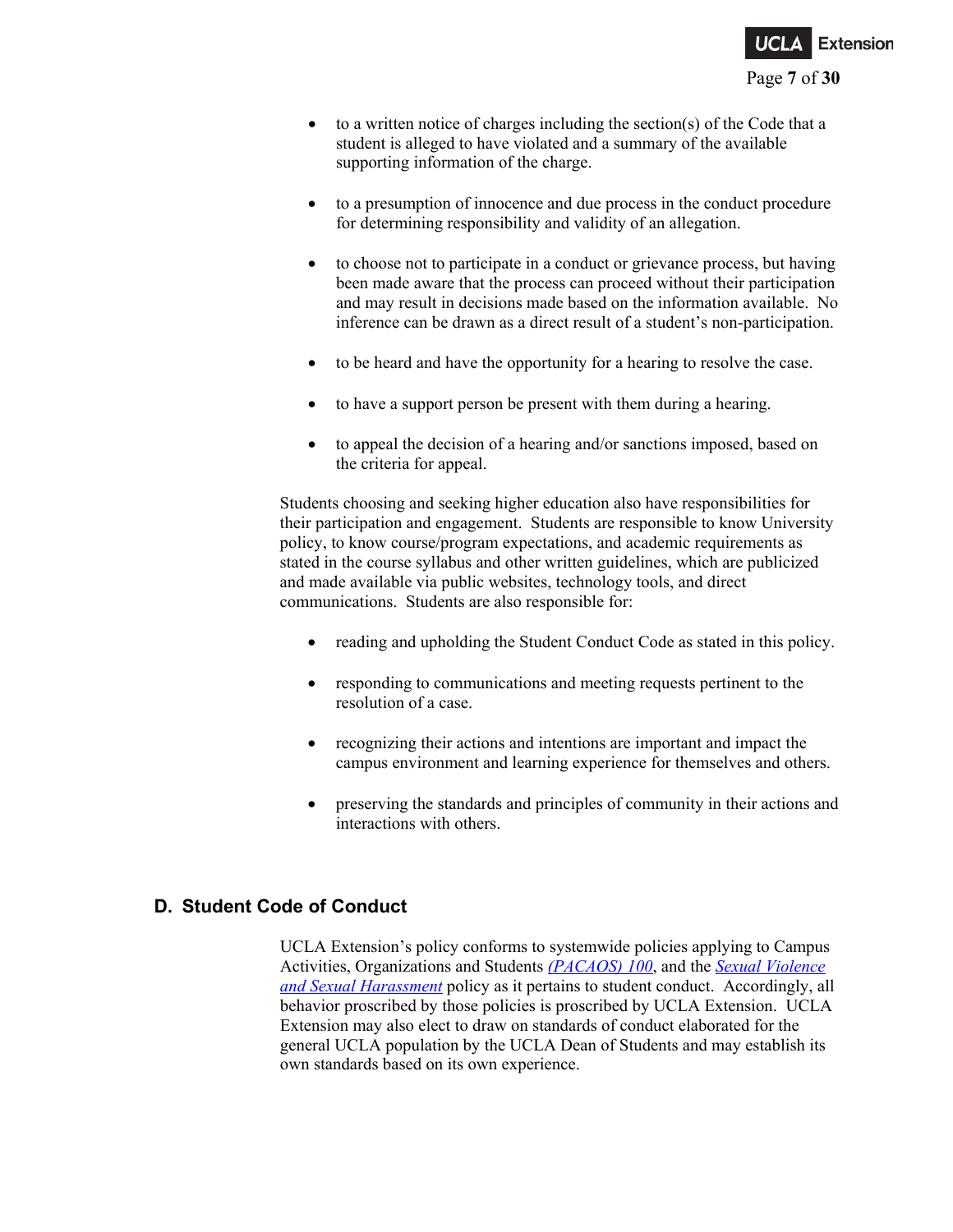- to a written notice of charges including the section(s) of the Code that a student is alleged to have violated and a summary of the available supporting information of the charge.

- to a presumption of innocence and due process in the conduct procedure for determining responsibility and validity of an allegation.

- to choose not to participate in a conduct or grievance process, but having been made aware that the process can proceed without their participation and may result in decisions made based on the information available. No inference can be drawn as a direct result of a student's non-participation.

- to be heard and have the opportunity for a hearing to resolve the case.

- to have a support person be present with them during a hearing.

- to appeal the decision of a hearing and/or sanctions imposed, based on the criteria for appeal.

Students choosing and seeking higher education also have responsibilities for their participation and engagement. Students are responsible to know University policy, to know course/program expectations, and academic requirements as stated in the course syllabus and other written guidelines, which are publicized and made available via public websites, technology tools, and direct communications. Students are also responsible for:

- reading and upholding the Student Conduct Code as stated in this policy.

- responding to communications and meeting requests pertinent to the resolution of a case.

- recognizing their actions and intentions are important and impact the campus environment and learning experience for themselves and others.

- preserving the standards and principles of community in their actions and interactions with others.

## D. Student Code of Conduct

UCLA Extension's policy conforms to systemwide policies applying to Campus Activities, Organizations and Students *(PACAOS) 100*, and the *Sexual Violence and Sexual Harassment* policy as it pertains to student conduct. Accordingly, all behavior proscribed by those policies is proscribed by UCLA Extension. UCLA Extension may also elect to draw on standards of conduct elaborated for the general UCLA population by the UCLA Dean of Students and may establish its own standards based on its own experience.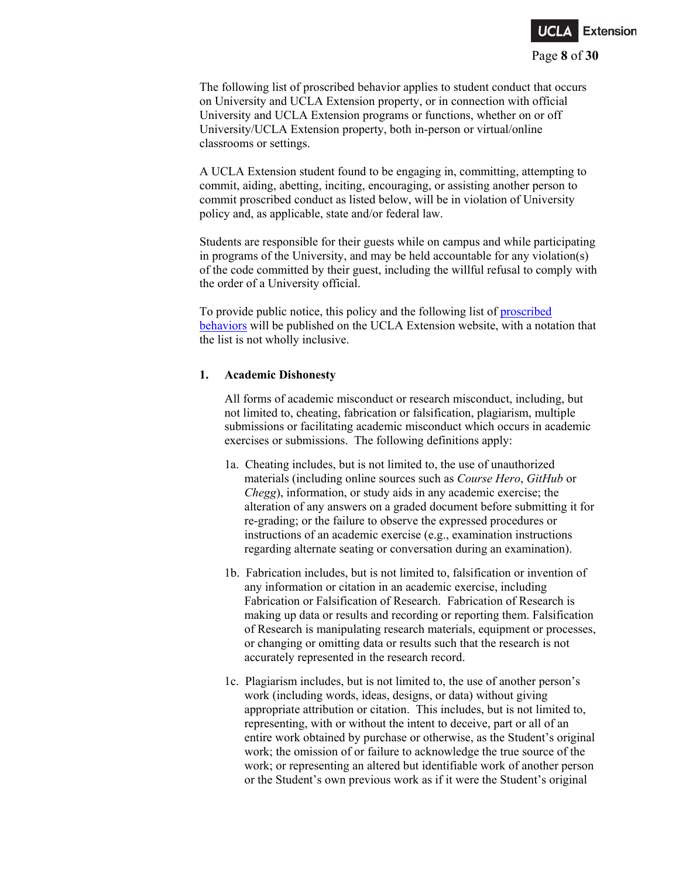The following list of proscribed behavior applies to student conduct that occurs on University and UCLA Extension property, or in connection with official University and UCLA Extension programs or functions, whether on or off University/UCLA Extension property, both in-person or virtual/online classrooms or settings.

A UCLA Extension student found to be engaging in, committing, attempting to commit, aiding, abetting, inciting, encouraging, or assisting another person to commit proscribed conduct as listed below, will be in violation of University policy and, as applicable, state and/or federal law.

Students are responsible for their guests while on campus and while participating in programs of the University, and may be held accountable for any violation(s) of the code committed by their guest, including the willful refusal to comply with the order of a University official.

To provide public notice, this policy and the following list of [proscribed behaviors]() will be published on the UCLA Extension website, with a notation that the list is not wholly inclusive.

**1. Academic Dishonesty**

All forms of academic misconduct or research misconduct, including, but not limited to, cheating, fabrication or falsification, plagiarism, multiple submissions or facilitating academic misconduct which occurs in academic exercises or submissions. The following definitions apply:

1a. Cheating includes, but is not limited to, the use of unauthorized materials (including online sources such as *Course Hero*, *GitHub* or *Chegg*), information, or study aids in any academic exercise; the alteration of any answers on a graded document before submitting it for re-grading; or the failure to observe the expressed procedures or instructions of an academic exercise (e.g., examination instructions regarding alternate seating or conversation during an examination).

1b. Fabrication includes, but is not limited to, falsification or invention of any information or citation in an academic exercise, including Fabrication or Falsification of Research. Fabrication of Research is making up data or results and recording or reporting them. Falsification of Research is manipulating research materials, equipment or processes, or changing or omitting data or results such that the research is not accurately represented in the research record.

1c. Plagiarism includes, but is not limited to, the use of another person's work (including words, ideas, designs, or data) without giving appropriate attribution or citation. This includes, but is not limited to, representing, with or without the intent to deceive, part or all of an entire work obtained by purchase or otherwise, as the Student's original work; the omission of or failure to acknowledge the true source of the work; or representing an altered but identifiable work of another person or the Student's own previous work as if it were the Student's original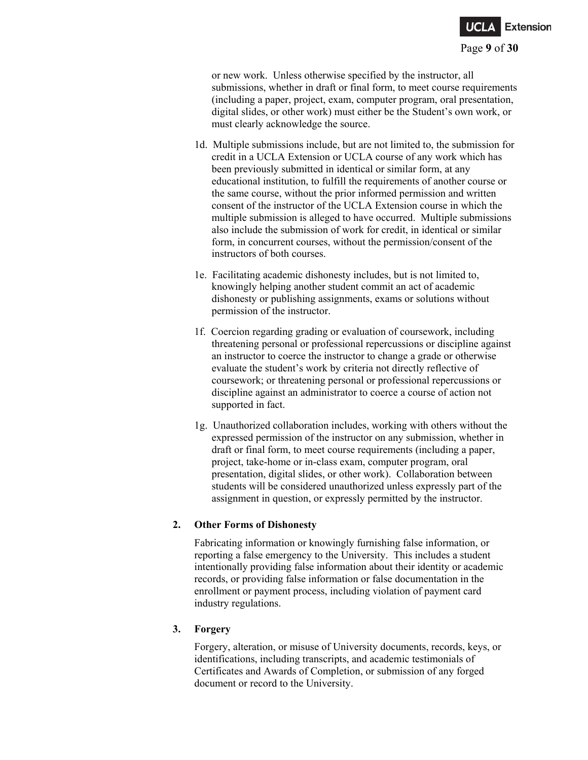or new work. Unless otherwise specified by the instructor, all submissions, whether in draft or final form, to meet course requirements (including a paper, project, exam, computer program, oral presentation, digital slides, or other work) must either be the Student's own work, or must clearly acknowledge the source.

1d. Multiple submissions include, but are not limited to, the submission for credit in a UCLA Extension or UCLA course of any work which has been previously submitted in identical or similar form, at any educational institution, to fulfill the requirements of another course or the same course, without the prior informed permission and written consent of the instructor of the UCLA Extension course in which the multiple submission is alleged to have occurred. Multiple submissions also include the submission of work for credit, in identical or similar form, in concurrent courses, without the permission/consent of the instructors of both courses.

1e. Facilitating academic dishonesty includes, but is not limited to, knowingly helping another student commit an act of academic dishonesty or publishing assignments, exams or solutions without permission of the instructor.

1f. Coercion regarding grading or evaluation of coursework, including threatening personal or professional repercussions or discipline against an instructor to coerce the instructor to change a grade or otherwise evaluate the student's work by criteria not directly reflective of coursework; or threatening personal or professional repercussions or discipline against an administrator to coerce a course of action not supported in fact.

1g. Unauthorized collaboration includes, working with others without the expressed permission of the instructor on any submission, whether in draft or final form, to meet course requirements (including a paper, project, take-home or in-class exam, computer program, oral presentation, digital slides, or other work). Collaboration between students will be considered unauthorized unless expressly part of the assignment in question, or expressly permitted by the instructor.

**2. Other Forms of Dishonesty**

Fabricating information or knowingly furnishing false information, or reporting a false emergency to the University. This includes a student intentionally providing false information about their identity or academic records, or providing false information or false documentation in the enrollment or payment process, including violation of payment card industry regulations.

**3. Forgery**

Forgery, alteration, or misuse of University documents, records, keys, or identifications, including transcripts, and academic testimonials of Certificates and Awards of Completion, or submission of any forged document or record to the University.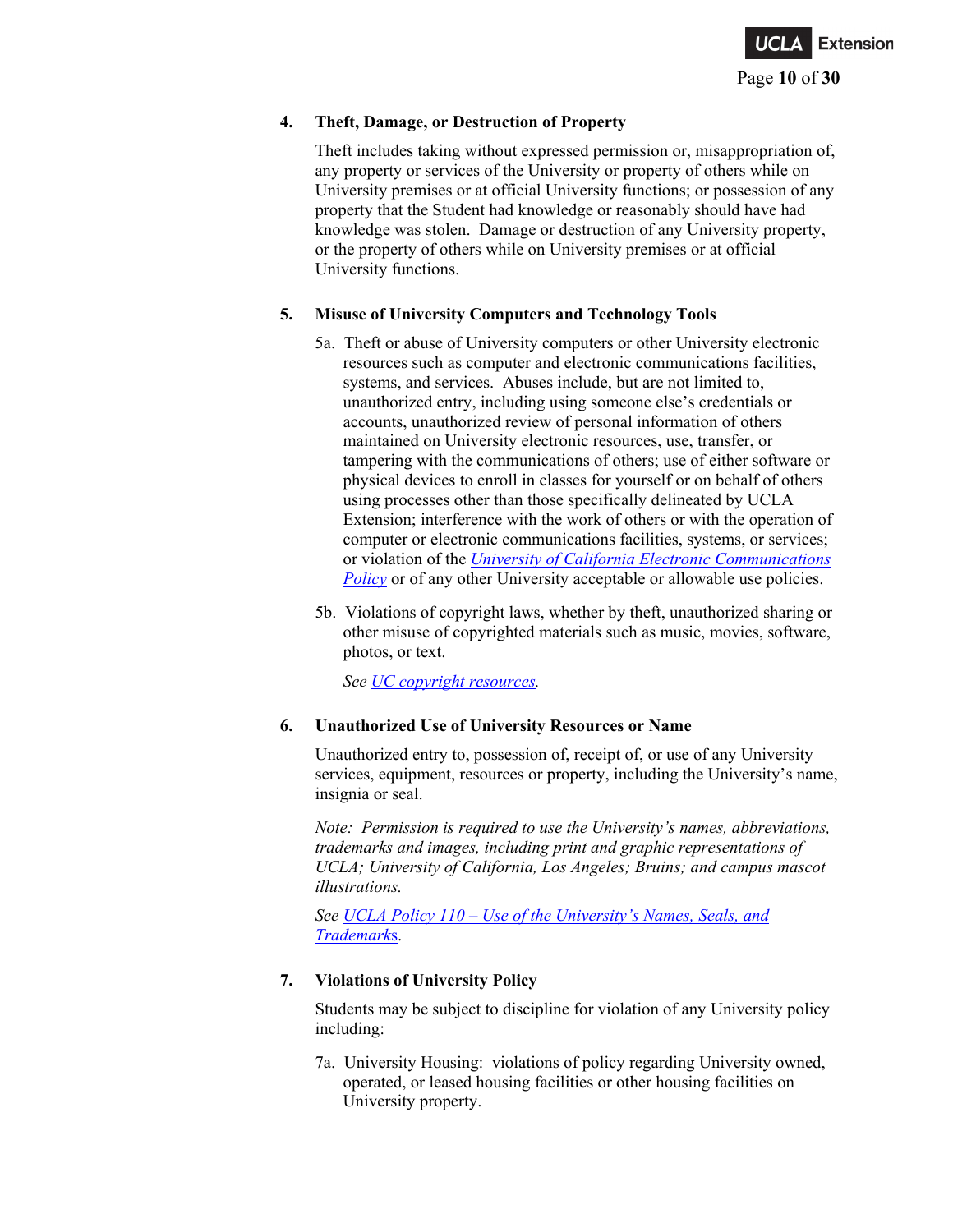**4. Theft, Damage, or Destruction of Property**

Theft includes taking without expressed permission or, misappropriation of, any property or services of the University or property of others while on University premises or at official University functions; or possession of any property that the Student had knowledge or reasonably should have had knowledge was stolen. Damage or destruction of any University property, or the property of others while on University premises or at official University functions.

**5. Misuse of University Computers and Technology Tools**

5a. Theft or abuse of University computers or other University electronic resources such as computer and electronic communications facilities, systems, and services. Abuses include, but are not limited to, unauthorized entry, including using someone else's credentials or accounts, unauthorized review of personal information of others maintained on University electronic resources, use, transfer, or tampering with the communications of others; use of either software or physical devices to enroll in classes for yourself or on behalf of others using processes other than those specifically delineated by UCLA Extension; interference with the work of others or with the operation of computer or electronic communications facilities, systems, or services; or violation of the *University of California Electronic Communications Policy* or of any other University acceptable or allowable use policies.

5b. Violations of copyright laws, whether by theft, unauthorized sharing or other misuse of copyrighted materials such as music, movies, software, photos, or text.

*See UC copyright resources.*

**6. Unauthorized Use of University Resources or Name**

Unauthorized entry to, possession of, receipt of, or use of any University services, equipment, resources or property, including the University's name, insignia or seal.

*Note: Permission is required to use the University's names, abbreviations, trademarks and images, including print and graphic representations of UCLA; University of California, Los Angeles; Bruins; and campus mascot illustrations.*

*See UCLA Policy 110 – Use of the University's Names, Seals, and Trademarks.*

**7. Violations of University Policy**

Students may be subject to discipline for violation of any University policy including:

7a. University Housing: violations of policy regarding University owned, operated, or leased housing facilities or other housing facilities on University property.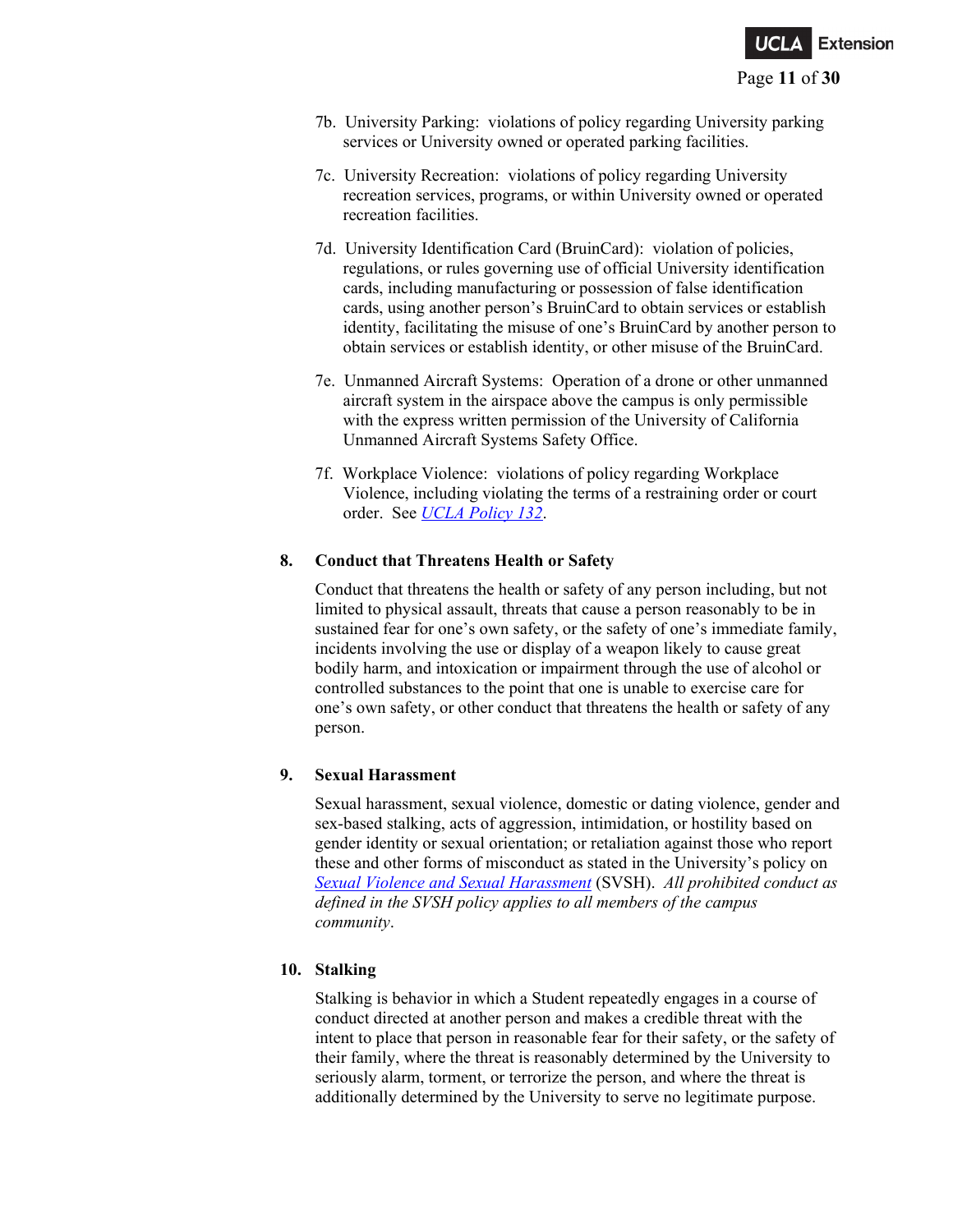7b. University Parking: violations of policy regarding University parking services or University owned or operated parking facilities.

7c. University Recreation: violations of policy regarding University recreation services, programs, or within University owned or operated recreation facilities.

7d. University Identification Card (BruinCard): violation of policies, regulations, or rules governing use of official University identification cards, including manufacturing or possession of false identification cards, using another person's BruinCard to obtain services or establish identity, facilitating the misuse of one's BruinCard by another person to obtain services or establish identity, or other misuse of the BruinCard.

7e. Unmanned Aircraft Systems: Operation of a drone or other unmanned aircraft system in the airspace above the campus is only permissible with the express written permission of the University of California Unmanned Aircraft Systems Safety Office.

7f. Workplace Violence: violations of policy regarding Workplace Violence, including violating the terms of a restraining order or court order. See *UCLA Policy 132*.

**8. Conduct that Threatens Health or Safety**

Conduct that threatens the health or safety of any person including, but not limited to physical assault, threats that cause a person reasonably to be in sustained fear for one's own safety, or the safety of one's immediate family, incidents involving the use or display of a weapon likely to cause great bodily harm, and intoxication or impairment through the use of alcohol or controlled substances to the point that one is unable to exercise care for one's own safety, or other conduct that threatens the health or safety of any person.

**9. Sexual Harassment**

Sexual harassment, sexual violence, domestic or dating violence, gender and sex-based stalking, acts of aggression, intimidation, or hostility based on gender identity or sexual orientation; or retaliation against those who report these and other forms of misconduct as stated in the University's policy on *Sexual Violence and Sexual Harassment* (SVSH). *All prohibited conduct as defined in the SVSH policy applies to all members of the campus community*.

**10. Stalking**

Stalking is behavior in which a Student repeatedly engages in a course of conduct directed at another person and makes a credible threat with the intent to place that person in reasonable fear for their safety, or the safety of their family, where the threat is reasonably determined by the University to seriously alarm, torment, or terrorize the person, and where the threat is additionally determined by the University to serve no legitimate purpose.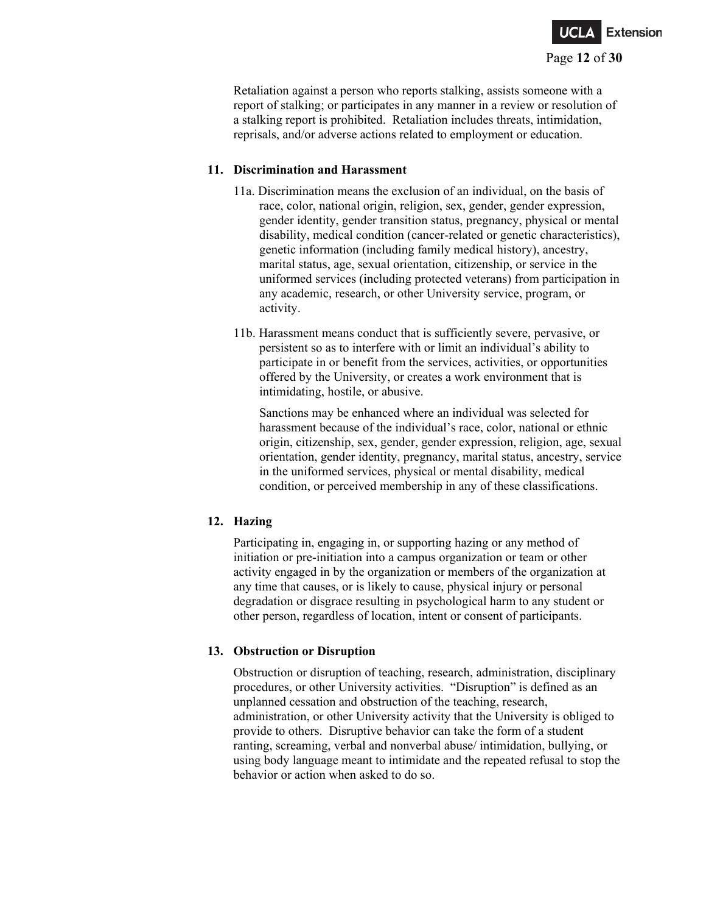Retaliation against a person who reports stalking, assists someone with a report of stalking; or participates in any manner in a review or resolution of a stalking report is prohibited. Retaliation includes threats, intimidation, reprisals, and/or adverse actions related to employment or education.

**11. Discrimination and Harassment**

11a. Discrimination means the exclusion of an individual, on the basis of race, color, national origin, religion, sex, gender, gender expression, gender identity, gender transition status, pregnancy, physical or mental disability, medical condition (cancer-related or genetic characteristics), genetic information (including family medical history), ancestry, marital status, age, sexual orientation, citizenship, or service in the uniformed services (including protected veterans) from participation in any academic, research, or other University service, program, or activity.

11b. Harassment means conduct that is sufficiently severe, pervasive, or persistent so as to interfere with or limit an individual's ability to participate in or benefit from the services, activities, or opportunities offered by the University, or creates a work environment that is intimidating, hostile, or abusive.

Sanctions may be enhanced where an individual was selected for harassment because of the individual's race, color, national or ethnic origin, citizenship, sex, gender, gender expression, religion, age, sexual orientation, gender identity, pregnancy, marital status, ancestry, service in the uniformed services, physical or mental disability, medical condition, or perceived membership in any of these classifications.

**12. Hazing**

Participating in, engaging in, or supporting hazing or any method of initiation or pre-initiation into a campus organization or team or other activity engaged in by the organization or members of the organization at any time that causes, or is likely to cause, physical injury or personal degradation or disgrace resulting in psychological harm to any student or other person, regardless of location, intent or consent of participants.

**13. Obstruction or Disruption**

Obstruction or disruption of teaching, research, administration, disciplinary procedures, or other University activities. "Disruption" is defined as an unplanned cessation and obstruction of the teaching, research, administration, or other University activity that the University is obliged to provide to others. Disruptive behavior can take the form of a student ranting, screaming, verbal and nonverbal abuse/ intimidation, bullying, or using body language meant to intimidate and the repeated refusal to stop the behavior or action when asked to do so.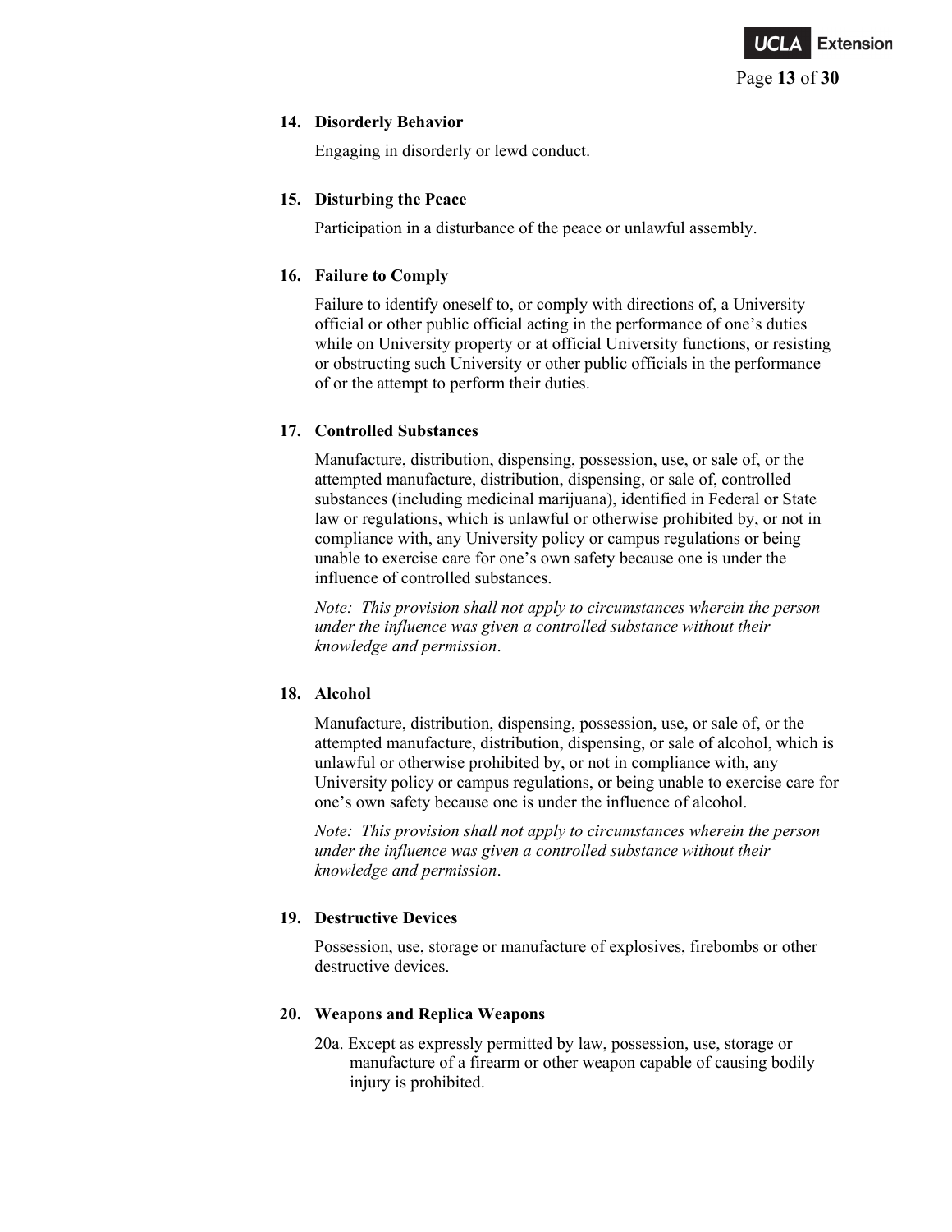**14. Disorderly Behavior**

Engaging in disorderly or lewd conduct.

**15. Disturbing the Peace**

Participation in a disturbance of the peace or unlawful assembly.

**16. Failure to Comply**

Failure to identify oneself to, or comply with directions of, a University official or other public official acting in the performance of one's duties while on University property or at official University functions, or resisting or obstructing such University or other public officials in the performance of or the attempt to perform their duties.

**17. Controlled Substances**

Manufacture, distribution, dispensing, possession, use, or sale of, or the attempted manufacture, distribution, dispensing, or sale of, controlled substances (including medicinal marijuana), identified in Federal or State law or regulations, which is unlawful or otherwise prohibited by, or not in compliance with, any University policy or campus regulations or being unable to exercise care for one's own safety because one is under the influence of controlled substances.

*Note: This provision shall not apply to circumstances wherein the person under the influence was given a controlled substance without their knowledge and permission*.

**18. Alcohol**

Manufacture, distribution, dispensing, possession, use, or sale of, or the attempted manufacture, distribution, dispensing, or sale of alcohol, which is unlawful or otherwise prohibited by, or not in compliance with, any University policy or campus regulations, or being unable to exercise care for one's own safety because one is under the influence of alcohol.

*Note: This provision shall not apply to circumstances wherein the person under the influence was given a controlled substance without their knowledge and permission*.

**19. Destructive Devices**

Possession, use, storage or manufacture of explosives, firebombs or other destructive devices.

**20. Weapons and Replica Weapons**

20a. Except as expressly permitted by law, possession, use, storage or manufacture of a firearm or other weapon capable of causing bodily injury is prohibited.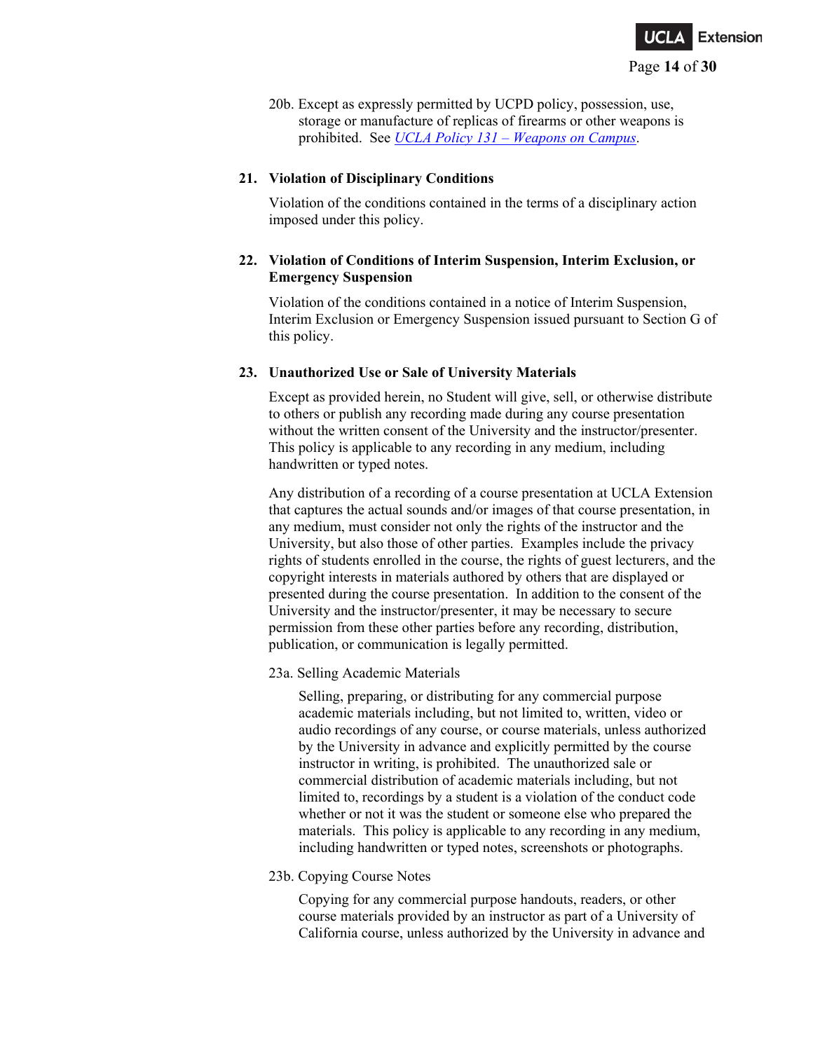20b. Except as expressly permitted by UCPD policy, possession, use, storage or manufacture of replicas of firearms or other weapons is prohibited. See *UCLA Policy 131 – Weapons on Campus*.

**21. Violation of Disciplinary Conditions**

Violation of the conditions contained in the terms of a disciplinary action imposed under this policy.

**22. Violation of Conditions of Interim Suspension, Interim Exclusion, or Emergency Suspension**

Violation of the conditions contained in a notice of Interim Suspension, Interim Exclusion or Emergency Suspension issued pursuant to Section G of this policy.

**23. Unauthorized Use or Sale of University Materials**

Except as provided herein, no Student will give, sell, or otherwise distribute to others or publish any recording made during any course presentation without the written consent of the University and the instructor/presenter. This policy is applicable to any recording in any medium, including handwritten or typed notes.

Any distribution of a recording of a course presentation at UCLA Extension that captures the actual sounds and/or images of that course presentation, in any medium, must consider not only the rights of the instructor and the University, but also those of other parties. Examples include the privacy rights of students enrolled in the course, the rights of guest lecturers, and the copyright interests in materials authored by others that are displayed or presented during the course presentation. In addition to the consent of the University and the instructor/presenter, it may be necessary to secure permission from these other parties before any recording, distribution, publication, or communication is legally permitted.

23a. Selling Academic Materials

Selling, preparing, or distributing for any commercial purpose academic materials including, but not limited to, written, video or audio recordings of any course, or course materials, unless authorized by the University in advance and explicitly permitted by the course instructor in writing, is prohibited. The unauthorized sale or commercial distribution of academic materials including, but not limited to, recordings by a student is a violation of the conduct code whether or not it was the student or someone else who prepared the materials. This policy is applicable to any recording in any medium, including handwritten or typed notes, screenshots or photographs.

23b. Copying Course Notes

Copying for any commercial purpose handouts, readers, or other course materials provided by an instructor as part of a University of California course, unless authorized by the University in advance and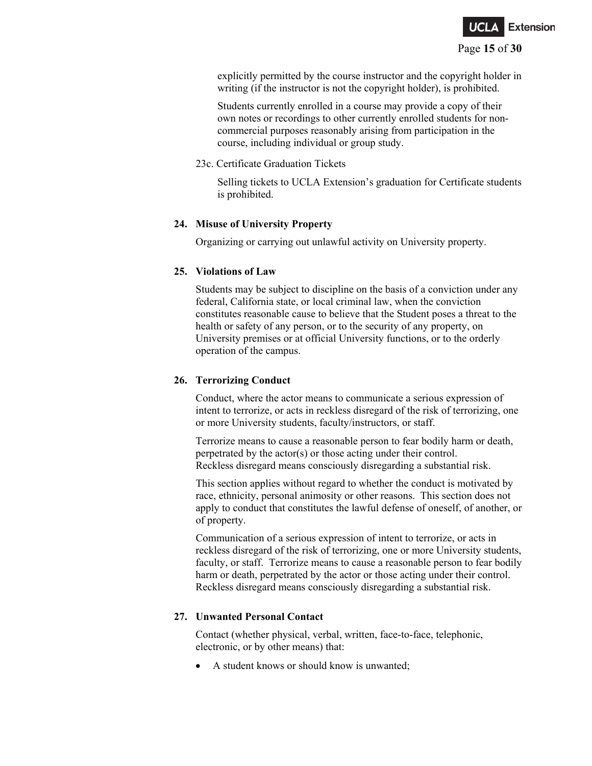explicitly permitted by the course instructor and the copyright holder in writing (if the instructor is not the copyright holder), is prohibited.

Students currently enrolled in a course may provide a copy of their own notes or recordings to other currently enrolled students for non-commercial purposes reasonably arising from participation in the course, including individual or group study.

23c. Certificate Graduation Tickets

Selling tickets to UCLA Extension's graduation for Certificate students is prohibited.

**24. Misuse of University Property**

Organizing or carrying out unlawful activity on University property.

**25. Violations of Law**

Students may be subject to discipline on the basis of a conviction under any federal, California state, or local criminal law, when the conviction constitutes reasonable cause to believe that the Student poses a threat to the health or safety of any person, or to the security of any property, on University premises or at official University functions, or to the orderly operation of the campus.

**26. Terrorizing Conduct**

Conduct, where the actor means to communicate a serious expression of intent to terrorize, or acts in reckless disregard of the risk of terrorizing, one or more University students, faculty/instructors, or staff.

Terrorize means to cause a reasonable person to fear bodily harm or death, perpetrated by the actor(s) or those acting under their control.
Reckless disregard means consciously disregarding a substantial risk.

This section applies without regard to whether the conduct is motivated by race, ethnicity, personal animosity or other reasons. This section does not apply to conduct that constitutes the lawful defense of oneself, of another, or of property.

Communication of a serious expression of intent to terrorize, or acts in reckless disregard of the risk of terrorizing, one or more University students, faculty, or staff. Terrorize means to cause a reasonable person to fear bodily harm or death, perpetrated by the actor or those acting under their control. Reckless disregard means consciously disregarding a substantial risk.

**27. Unwanted Personal Contact**

Contact (whether physical, verbal, written, face-to-face, telephonic, electronic, or by other means) that:

- A student knows or should know is unwanted;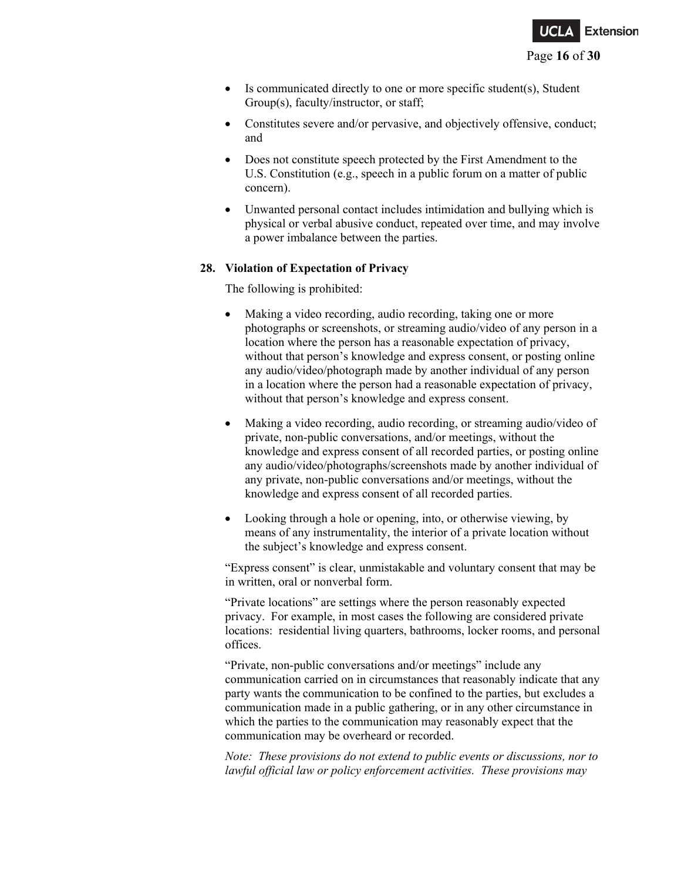- Is communicated directly to one or more specific student(s), Student Group(s), faculty/instructor, or staff;
- Constitutes severe and/or pervasive, and objectively offensive, conduct; and
- Does not constitute speech protected by the First Amendment to the U.S. Constitution (e.g., speech in a public forum on a matter of public concern).
- Unwanted personal contact includes intimidation and bullying which is physical or verbal abusive conduct, repeated over time, and may involve a power imbalance between the parties.

**28. Violation of Expectation of Privacy**

The following is prohibited:

- Making a video recording, audio recording, taking one or more photographs or screenshots, or streaming audio/video of any person in a location where the person has a reasonable expectation of privacy, without that person's knowledge and express consent, or posting online any audio/video/photograph made by another individual of any person in a location where the person had a reasonable expectation of privacy, without that person's knowledge and express consent.
- Making a video recording, audio recording, or streaming audio/video of private, non-public conversations, and/or meetings, without the knowledge and express consent of all recorded parties, or posting online any audio/video/photographs/screenshots made by another individual of any private, non-public conversations and/or meetings, without the knowledge and express consent of all recorded parties.
- Looking through a hole or opening, into, or otherwise viewing, by means of any instrumentality, the interior of a private location without the subject's knowledge and express consent.

"Express consent" is clear, unmistakable and voluntary consent that may be in written, oral or nonverbal form.

"Private locations" are settings where the person reasonably expected privacy. For example, in most cases the following are considered private locations: residential living quarters, bathrooms, locker rooms, and personal offices.

"Private, non-public conversations and/or meetings" include any communication carried on in circumstances that reasonably indicate that any party wants the communication to be confined to the parties, but excludes a communication made in a public gathering, or in any other circumstance in which the parties to the communication may reasonably expect that the communication may be overheard or recorded.

*Note: These provisions do not extend to public events or discussions, nor to lawful official law or policy enforcement activities. These provisions may*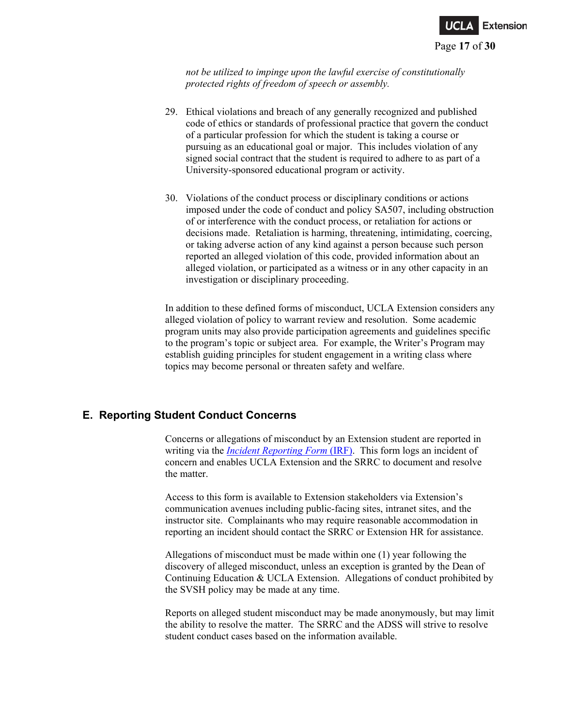*not be utilized to impinge upon the lawful exercise of constitutionally protected rights of freedom of speech or assembly.*

29. Ethical violations and breach of any generally recognized and published code of ethics or standards of professional practice that govern the conduct of a particular profession for which the student is taking a course or pursuing as an educational goal or major. This includes violation of any signed social contract that the student is required to adhere to as part of a University-sponsored educational program or activity.

30. Violations of the conduct process or disciplinary conditions or actions imposed under the code of conduct and policy SA507, including obstruction of or interference with the conduct process, or retaliation for actions or decisions made. Retaliation is harming, threatening, intimidating, coercing, or taking adverse action of any kind against a person because such person reported an alleged violation of this code, provided information about an alleged violation, or participated as a witness or in any other capacity in an investigation or disciplinary proceeding.

In addition to these defined forms of misconduct, UCLA Extension considers any alleged violation of policy to warrant review and resolution. Some academic program units may also provide participation agreements and guidelines specific to the program's topic or subject area. For example, the Writer's Program may establish guiding principles for student engagement in a writing class where topics may become personal or threaten safety and welfare.

## E. Reporting Student Conduct Concerns

Concerns or allegations of misconduct by an Extension student are reported in writing via the *Incident Reporting Form* (IRF). This form logs an incident of concern and enables UCLA Extension and the SRRC to document and resolve the matter.

Access to this form is available to Extension stakeholders via Extension's communication avenues including public-facing sites, intranet sites, and the instructor site. Complainants who may require reasonable accommodation in reporting an incident should contact the SRRC or Extension HR for assistance.

Allegations of misconduct must be made within one (1) year following the discovery of alleged misconduct, unless an exception is granted by the Dean of Continuing Education & UCLA Extension. Allegations of conduct prohibited by the SVSH policy may be made at any time.

Reports on alleged student misconduct may be made anonymously, but may limit the ability to resolve the matter. The SRRC and the ADSS will strive to resolve student conduct cases based on the information available.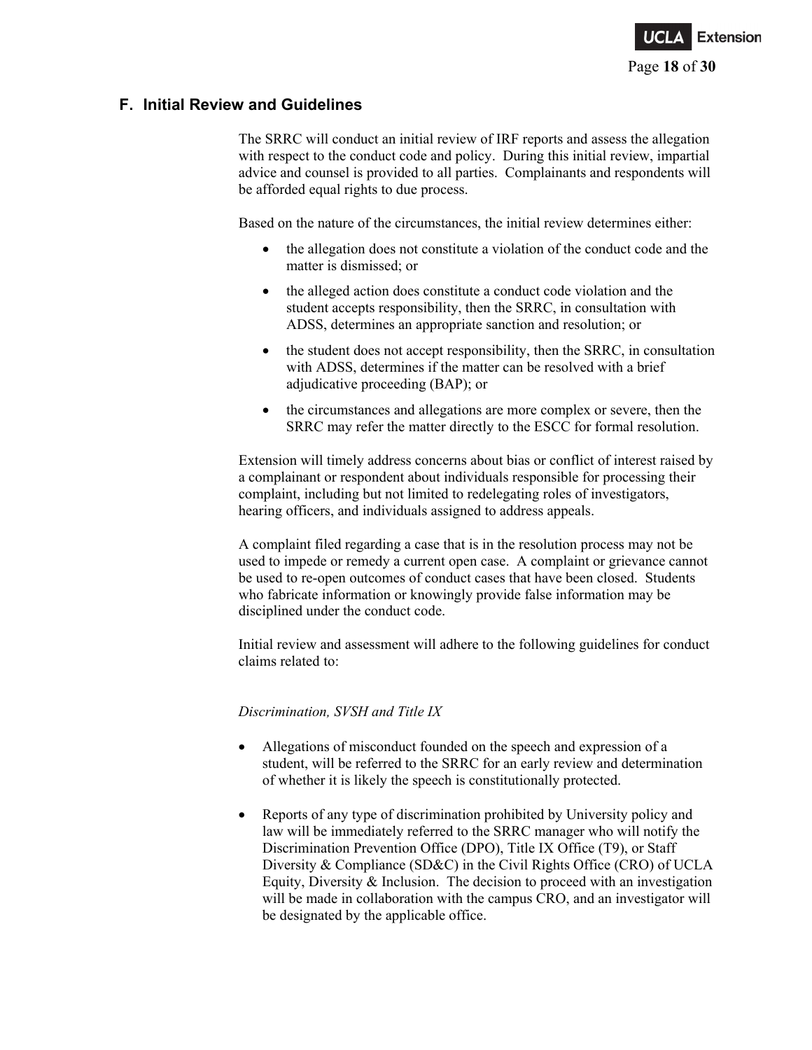## F. Initial Review and Guidelines

The SRRC will conduct an initial review of IRF reports and assess the allegation with respect to the conduct code and policy. During this initial review, impartial advice and counsel is provided to all parties. Complainants and respondents will be afforded equal rights to due process.

Based on the nature of the circumstances, the initial review determines either:

- the allegation does not constitute a violation of the conduct code and the matter is dismissed; or
- the alleged action does constitute a conduct code violation and the student accepts responsibility, then the SRRC, in consultation with ADSS, determines an appropriate sanction and resolution; or
- the student does not accept responsibility, then the SRRC, in consultation with ADSS, determines if the matter can be resolved with a brief adjudicative proceeding (BAP); or
- the circumstances and allegations are more complex or severe, then the SRRC may refer the matter directly to the ESCC for formal resolution.

Extension will timely address concerns about bias or conflict of interest raised by a complainant or respondent about individuals responsible for processing their complaint, including but not limited to redelegating roles of investigators, hearing officers, and individuals assigned to address appeals.

A complaint filed regarding a case that is in the resolution process may not be used to impede or remedy a current open case. A complaint or grievance cannot be used to re-open outcomes of conduct cases that have been closed. Students who fabricate information or knowingly provide false information may be disciplined under the conduct code.

Initial review and assessment will adhere to the following guidelines for conduct claims related to:

*Discrimination, SVSH and Title IX*

- Allegations of misconduct founded on the speech and expression of a student, will be referred to the SRRC for an early review and determination of whether it is likely the speech is constitutionally protected.
- Reports of any type of discrimination prohibited by University policy and law will be immediately referred to the SRRC manager who will notify the Discrimination Prevention Office (DPO), Title IX Office (T9), or Staff Diversity & Compliance (SD&C) in the Civil Rights Office (CRO) of UCLA Equity, Diversity & Inclusion. The decision to proceed with an investigation will be made in collaboration with the campus CRO, and an investigator will be designated by the applicable office.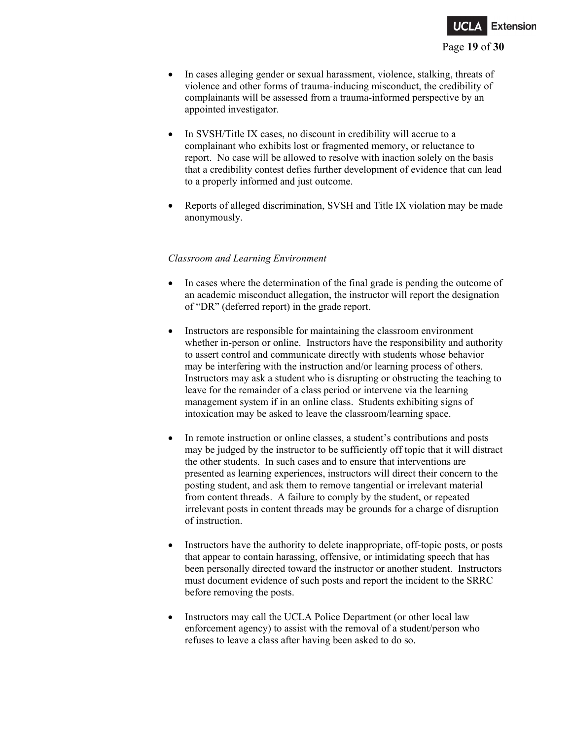- In cases alleging gender or sexual harassment, violence, stalking, threats of violence and other forms of trauma-inducing misconduct, the credibility of complainants will be assessed from a trauma-informed perspective by an appointed investigator.

- In SVSH/Title IX cases, no discount in credibility will accrue to a complainant who exhibits lost or fragmented memory, or reluctance to report. No case will be allowed to resolve with inaction solely on the basis that a credibility contest defies further development of evidence that can lead to a properly informed and just outcome.

- Reports of alleged discrimination, SVSH and Title IX violation may be made anonymously.

*Classroom and Learning Environment*

- In cases where the determination of the final grade is pending the outcome of an academic misconduct allegation, the instructor will report the designation of "DR" (deferred report) in the grade report.

- Instructors are responsible for maintaining the classroom environment whether in-person or online. Instructors have the responsibility and authority to assert control and communicate directly with students whose behavior may be interfering with the instruction and/or learning process of others. Instructors may ask a student who is disrupting or obstructing the teaching to leave for the remainder of a class period or intervene via the learning management system if in an online class. Students exhibiting signs of intoxication may be asked to leave the classroom/learning space.

- In remote instruction or online classes, a student's contributions and posts may be judged by the instructor to be sufficiently off topic that it will distract the other students. In such cases and to ensure that interventions are presented as learning experiences, instructors will direct their concern to the posting student, and ask them to remove tangential or irrelevant material from content threads. A failure to comply by the student, or repeated irrelevant posts in content threads may be grounds for a charge of disruption of instruction.

- Instructors have the authority to delete inappropriate, off-topic posts, or posts that appear to contain harassing, offensive, or intimidating speech that has been personally directed toward the instructor or another student. Instructors must document evidence of such posts and report the incident to the SRRC before removing the posts.

- Instructors may call the UCLA Police Department (or other local law enforcement agency) to assist with the removal of a student/person who refuses to leave a class after having been asked to do so.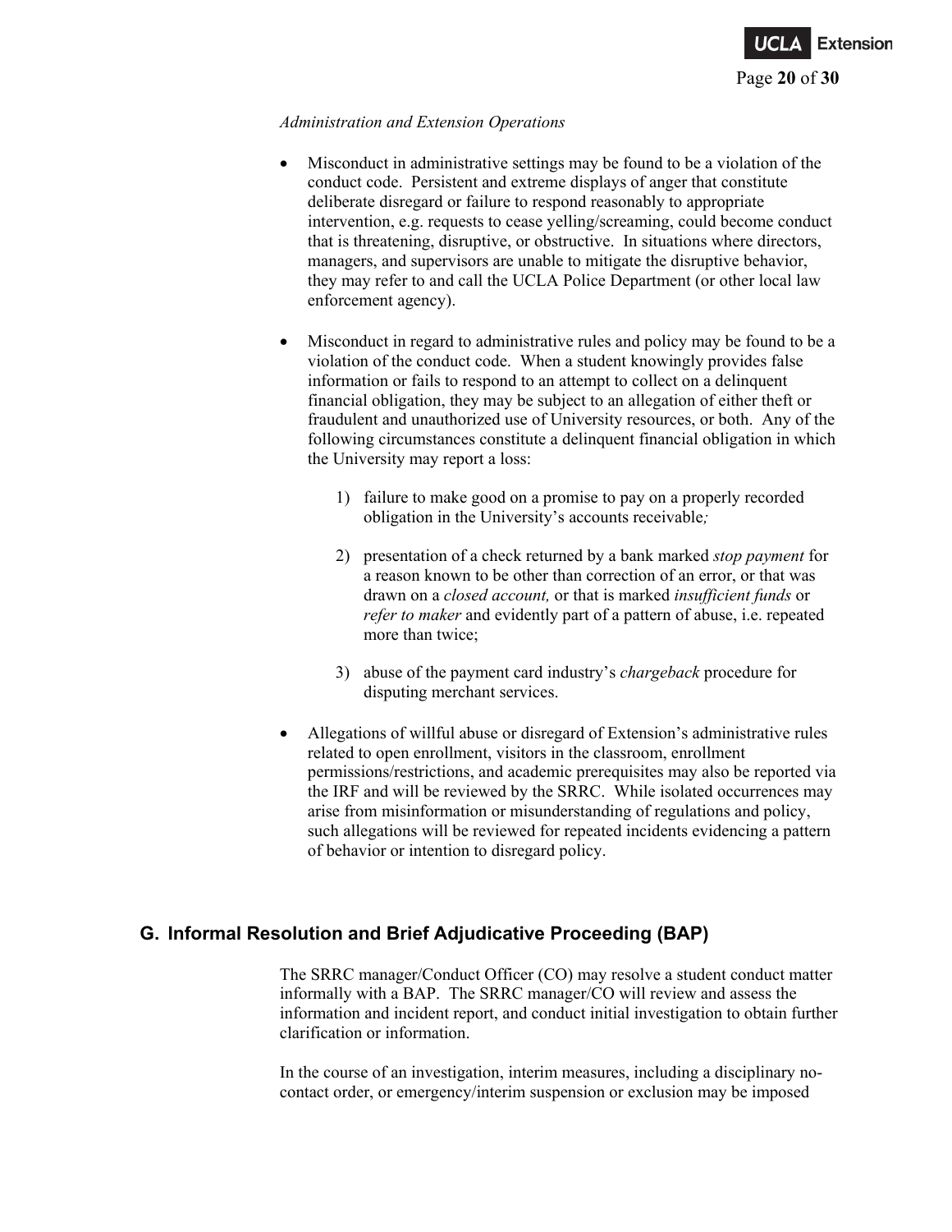*Administration and Extension Operations*

- Misconduct in administrative settings may be found to be a violation of the conduct code. Persistent and extreme displays of anger that constitute deliberate disregard or failure to respond reasonably to appropriate intervention, e.g. requests to cease yelling/screaming, could become conduct that is threatening, disruptive, or obstructive. In situations where directors, managers, and supervisors are unable to mitigate the disruptive behavior, they may refer to and call the UCLA Police Department (or other local law enforcement agency).

- Misconduct in regard to administrative rules and policy may be found to be a violation of the conduct code. When a student knowingly provides false information or fails to respond to an attempt to collect on a delinquent financial obligation, they may be subject to an allegation of either theft or fraudulent and unauthorized use of University resources, or both. Any of the following circumstances constitute a delinquent financial obligation in which the University may report a loss:

    1) failure to make good on a promise to pay on a properly recorded obligation in the University's accounts receivable*;*

    2) presentation of a check returned by a bank marked *stop payment* for a reason known to be other than correction of an error, or that was drawn on a *closed account,* or that is marked *insufficient funds* or *refer to maker* and evidently part of a pattern of abuse, i.e. repeated more than twice;

    3) abuse of the payment card industry's *chargeback* procedure for disputing merchant services.

- Allegations of willful abuse or disregard of Extension's administrative rules related to open enrollment, visitors in the classroom, enrollment permissions/restrictions, and academic prerequisites may also be reported via the IRF and will be reviewed by the SRRC. While isolated occurrences may arise from misinformation or misunderstanding of regulations and policy, such allegations will be reviewed for repeated incidents evidencing a pattern of behavior or intention to disregard policy.

## G. Informal Resolution and Brief Adjudicative Proceeding (BAP)

The SRRC manager/Conduct Officer (CO) may resolve a student conduct matter informally with a BAP. The SRRC manager/CO will review and assess the information and incident report, and conduct initial investigation to obtain further clarification or information.

In the course of an investigation, interim measures, including a disciplinary no-contact order, or emergency/interim suspension or exclusion may be imposed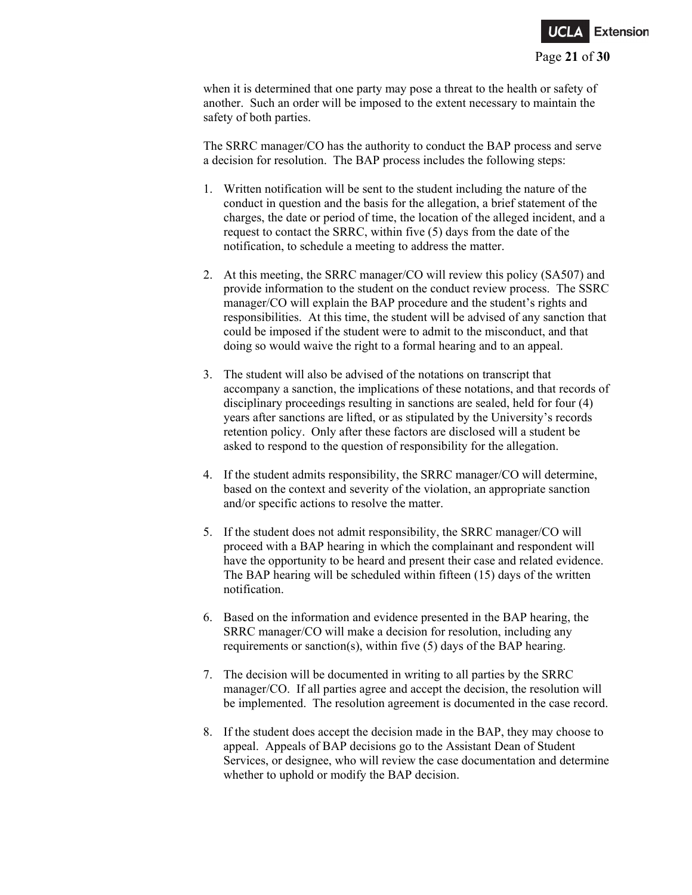when it is determined that one party may pose a threat to the health or safety of another. Such an order will be imposed to the extent necessary to maintain the safety of both parties.

The SRRC manager/CO has the authority to conduct the BAP process and serve a decision for resolution. The BAP process includes the following steps:

1. Written notification will be sent to the student including the nature of the conduct in question and the basis for the allegation, a brief statement of the charges, the date or period of time, the location of the alleged incident, and a request to contact the SRRC, within five (5) days from the date of the notification, to schedule a meeting to address the matter.

2. At this meeting, the SRRC manager/CO will review this policy (SA507) and provide information to the student on the conduct review process. The SSRC manager/CO will explain the BAP procedure and the student's rights and responsibilities. At this time, the student will be advised of any sanction that could be imposed if the student were to admit to the misconduct, and that doing so would waive the right to a formal hearing and to an appeal.

3. The student will also be advised of the notations on transcript that accompany a sanction, the implications of these notations, and that records of disciplinary proceedings resulting in sanctions are sealed, held for four (4) years after sanctions are lifted, or as stipulated by the University's records retention policy. Only after these factors are disclosed will a student be asked to respond to the question of responsibility for the allegation.

4. If the student admits responsibility, the SRRC manager/CO will determine, based on the context and severity of the violation, an appropriate sanction and/or specific actions to resolve the matter.

5. If the student does not admit responsibility, the SRRC manager/CO will proceed with a BAP hearing in which the complainant and respondent will have the opportunity to be heard and present their case and related evidence. The BAP hearing will be scheduled within fifteen (15) days of the written notification.

6. Based on the information and evidence presented in the BAP hearing, the SRRC manager/CO will make a decision for resolution, including any requirements or sanction(s), within five (5) days of the BAP hearing.

7. The decision will be documented in writing to all parties by the SRRC manager/CO. If all parties agree and accept the decision, the resolution will be implemented. The resolution agreement is documented in the case record.

8. If the student does accept the decision made in the BAP, they may choose to appeal. Appeals of BAP decisions go to the Assistant Dean of Student Services, or designee, who will review the case documentation and determine whether to uphold or modify the BAP decision.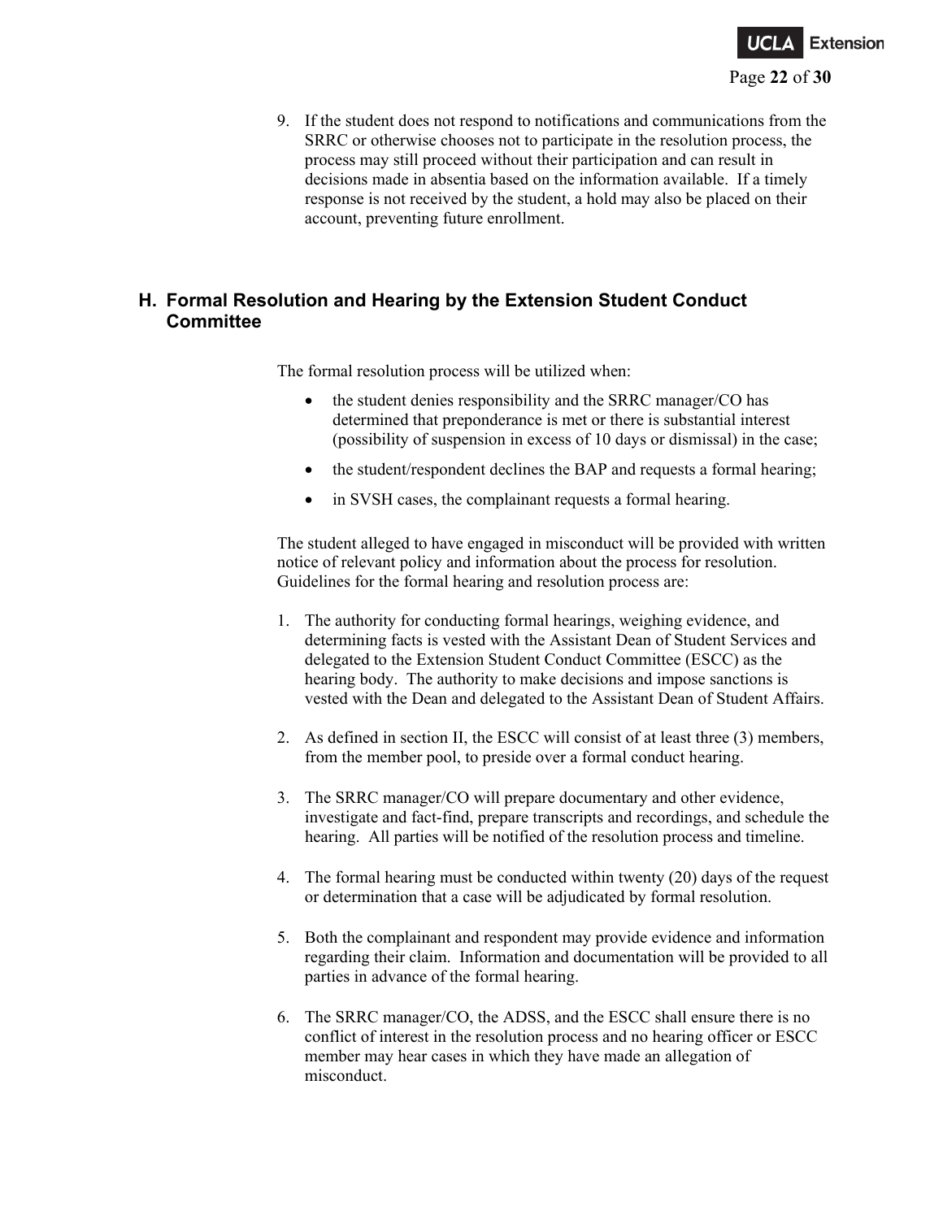9. If the student does not respond to notifications and communications from the SRRC or otherwise chooses not to participate in the resolution process, the process may still proceed without their participation and can result in decisions made in absentia based on the information available. If a timely response is not received by the student, a hold may also be placed on their account, preventing future enrollment.

## H. Formal Resolution and Hearing by the Extension Student Conduct Committee

The formal resolution process will be utilized when:

- the student denies responsibility and the SRRC manager/CO has determined that preponderance is met or there is substantial interest (possibility of suspension in excess of 10 days or dismissal) in the case;
- the student/respondent declines the BAP and requests a formal hearing;
- in SVSH cases, the complainant requests a formal hearing.

The student alleged to have engaged in misconduct will be provided with written notice of relevant policy and information about the process for resolution. Guidelines for the formal hearing and resolution process are:

1. The authority for conducting formal hearings, weighing evidence, and determining facts is vested with the Assistant Dean of Student Services and delegated to the Extension Student Conduct Committee (ESCC) as the hearing body. The authority to make decisions and impose sanctions is vested with the Dean and delegated to the Assistant Dean of Student Affairs.

2. As defined in section II, the ESCC will consist of at least three (3) members, from the member pool, to preside over a formal conduct hearing.

3. The SRRC manager/CO will prepare documentary and other evidence, investigate and fact-find, prepare transcripts and recordings, and schedule the hearing. All parties will be notified of the resolution process and timeline.

4. The formal hearing must be conducted within twenty (20) days of the request or determination that a case will be adjudicated by formal resolution.

5. Both the complainant and respondent may provide evidence and information regarding their claim. Information and documentation will be provided to all parties in advance of the formal hearing.

6. The SRRC manager/CO, the ADSS, and the ESCC shall ensure there is no conflict of interest in the resolution process and no hearing officer or ESCC member may hear cases in which they have made an allegation of misconduct.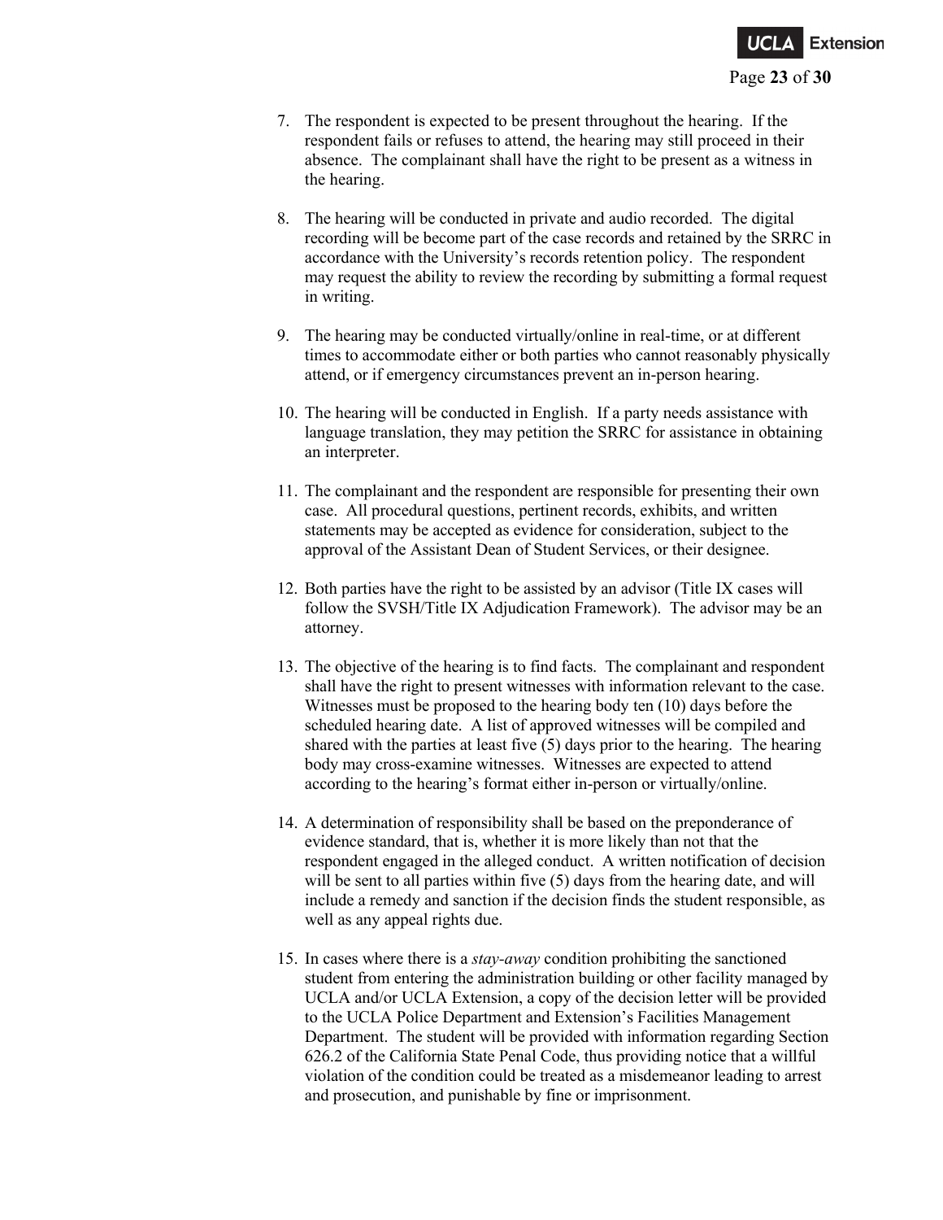7. The respondent is expected to be present throughout the hearing. If the respondent fails or refuses to attend, the hearing may still proceed in their absence. The complainant shall have the right to be present as a witness in the hearing.

8. The hearing will be conducted in private and audio recorded. The digital recording will be become part of the case records and retained by the SRRC in accordance with the University's records retention policy. The respondent may request the ability to review the recording by submitting a formal request in writing.

9. The hearing may be conducted virtually/online in real-time, or at different times to accommodate either or both parties who cannot reasonably physically attend, or if emergency circumstances prevent an in-person hearing.

10. The hearing will be conducted in English. If a party needs assistance with language translation, they may petition the SRRC for assistance in obtaining an interpreter.

11. The complainant and the respondent are responsible for presenting their own case. All procedural questions, pertinent records, exhibits, and written statements may be accepted as evidence for consideration, subject to the approval of the Assistant Dean of Student Services, or their designee.

12. Both parties have the right to be assisted by an advisor (Title IX cases will follow the SVSH/Title IX Adjudication Framework). The advisor may be an attorney.

13. The objective of the hearing is to find facts. The complainant and respondent shall have the right to present witnesses with information relevant to the case. Witnesses must be proposed to the hearing body ten (10) days before the scheduled hearing date. A list of approved witnesses will be compiled and shared with the parties at least five (5) days prior to the hearing. The hearing body may cross-examine witnesses. Witnesses are expected to attend according to the hearing's format either in-person or virtually/online.

14. A determination of responsibility shall be based on the preponderance of evidence standard, that is, whether it is more likely than not that the respondent engaged in the alleged conduct. A written notification of decision will be sent to all parties within five (5) days from the hearing date, and will include a remedy and sanction if the decision finds the student responsible, as well as any appeal rights due.

15. In cases where there is a *stay-away* condition prohibiting the sanctioned student from entering the administration building or other facility managed by UCLA and/or UCLA Extension, a copy of the decision letter will be provided to the UCLA Police Department and Extension's Facilities Management Department. The student will be provided with information regarding Section 626.2 of the California State Penal Code, thus providing notice that a willful violation of the condition could be treated as a misdemeanor leading to arrest and prosecution, and punishable by fine or imprisonment.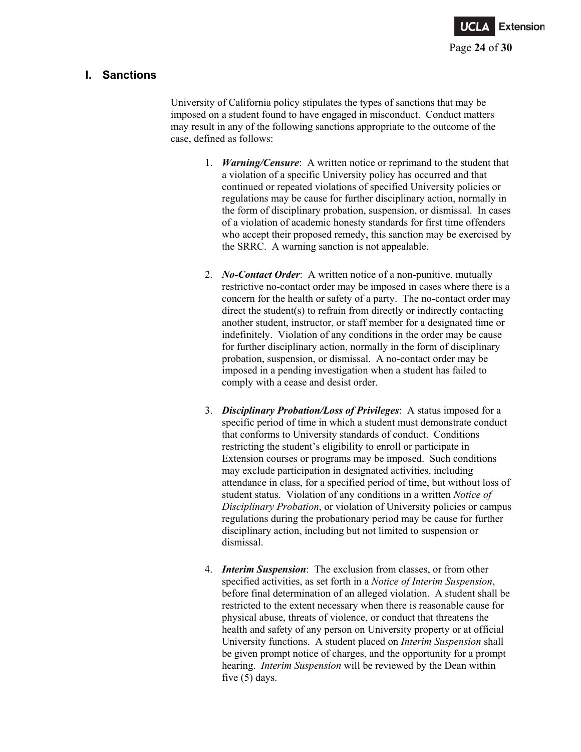## I. Sanctions

University of California policy stipulates the types of sanctions that may be imposed on a student found to have engaged in misconduct. Conduct matters may result in any of the following sanctions appropriate to the outcome of the case, defined as follows:

1. ***Warning/Censure***: A written notice or reprimand to the student that a violation of a specific University policy has occurred and that continued or repeated violations of specified University policies or regulations may be cause for further disciplinary action, normally in the form of disciplinary probation, suspension, or dismissal. In cases of a violation of academic honesty standards for first time offenders who accept their proposed remedy, this sanction may be exercised by the SRRC. A warning sanction is not appealable.

2. ***No-Contact Order***: A written notice of a non-punitive, mutually restrictive no-contact order may be imposed in cases where there is a concern for the health or safety of a party. The no-contact order may direct the student(s) to refrain from directly or indirectly contacting another student, instructor, or staff member for a designated time or indefinitely. Violation of any conditions in the order may be cause for further disciplinary action, normally in the form of disciplinary probation, suspension, or dismissal. A no-contact order may be imposed in a pending investigation when a student has failed to comply with a cease and desist order.

3. ***Disciplinary Probation/Loss of Privileges***: A status imposed for a specific period of time in which a student must demonstrate conduct that conforms to University standards of conduct. Conditions restricting the student's eligibility to enroll or participate in Extension courses or programs may be imposed. Such conditions may exclude participation in designated activities, including attendance in class, for a specified period of time, but without loss of student status. Violation of any conditions in a written *Notice of Disciplinary Probation*, or violation of University policies or campus regulations during the probationary period may be cause for further disciplinary action, including but not limited to suspension or dismissal.

4. ***Interim Suspension***: The exclusion from classes, or from other specified activities, as set forth in a *Notice of Interim Suspension*, before final determination of an alleged violation. A student shall be restricted to the extent necessary when there is reasonable cause for physical abuse, threats of violence, or conduct that threatens the health and safety of any person on University property or at official University functions. A student placed on *Interim Suspension* shall be given prompt notice of charges, and the opportunity for a prompt hearing. *Interim Suspension* will be reviewed by the Dean within five (5) days.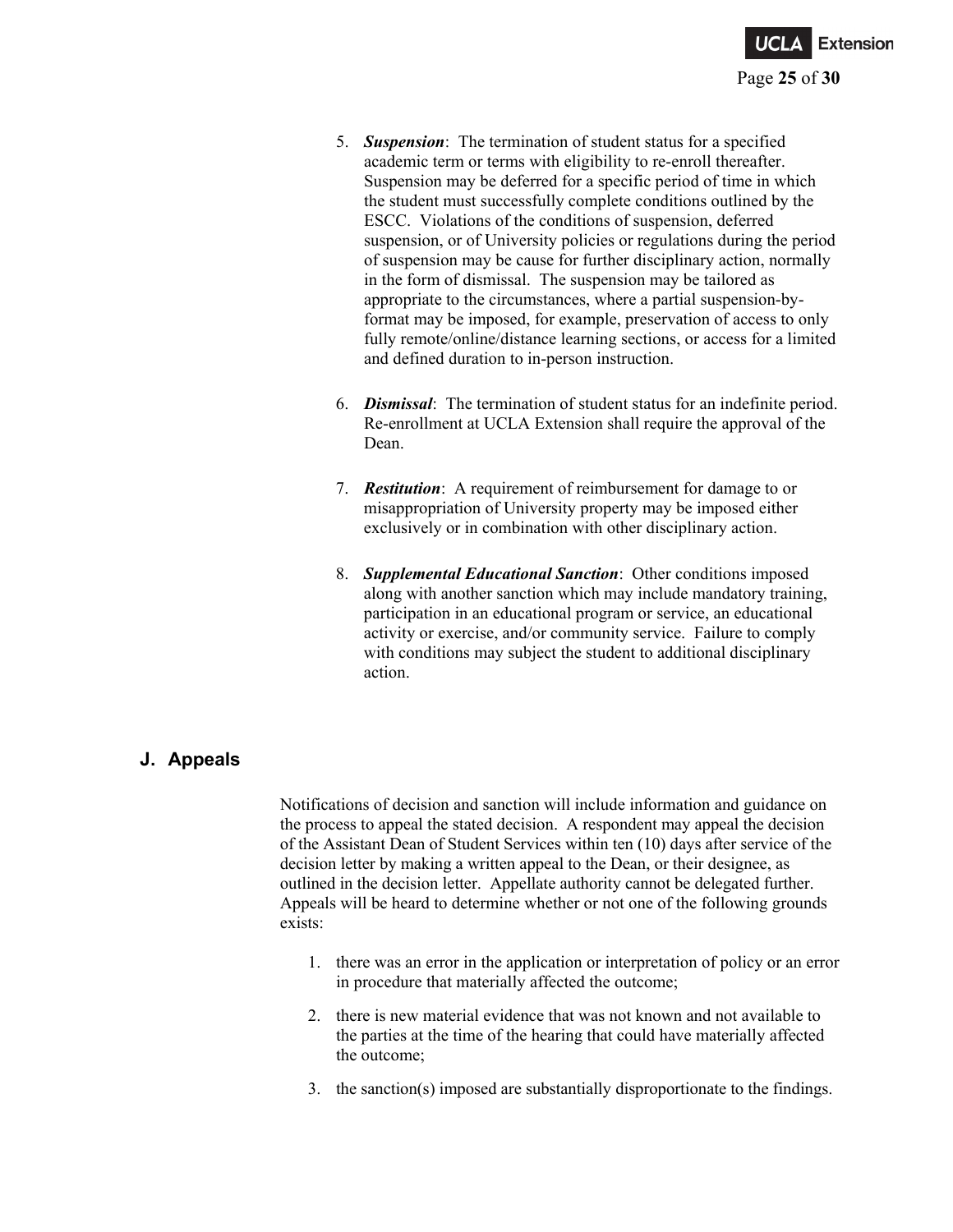5. ***Suspension***: The termination of student status for a specified academic term or terms with eligibility to re-enroll thereafter. Suspension may be deferred for a specific period of time in which the student must successfully complete conditions outlined by the ESCC. Violations of the conditions of suspension, deferred suspension, or of University policies or regulations during the period of suspension may be cause for further disciplinary action, normally in the form of dismissal. The suspension may be tailored as appropriate to the circumstances, where a partial suspension-by-format may be imposed, for example, preservation of access to only fully remote/online/distance learning sections, or access for a limited and defined duration to in-person instruction.

6. ***Dismissal***: The termination of student status for an indefinite period. Re-enrollment at UCLA Extension shall require the approval of the Dean.

7. ***Restitution***: A requirement of reimbursement for damage to or misappropriation of University property may be imposed either exclusively or in combination with other disciplinary action.

8. ***Supplemental Educational Sanction***: Other conditions imposed along with another sanction which may include mandatory training, participation in an educational program or service, an educational activity or exercise, and/or community service. Failure to comply with conditions may subject the student to additional disciplinary action.

## J. Appeals

Notifications of decision and sanction will include information and guidance on the process to appeal the stated decision. A respondent may appeal the decision of the Assistant Dean of Student Services within ten (10) days after service of the decision letter by making a written appeal to the Dean, or their designee, as outlined in the decision letter. Appellate authority cannot be delegated further. Appeals will be heard to determine whether or not one of the following grounds exists:

1. there was an error in the application or interpretation of policy or an error in procedure that materially affected the outcome;

2. there is new material evidence that was not known and not available to the parties at the time of the hearing that could have materially affected the outcome;

3. the sanction(s) imposed are substantially disproportionate to the findings.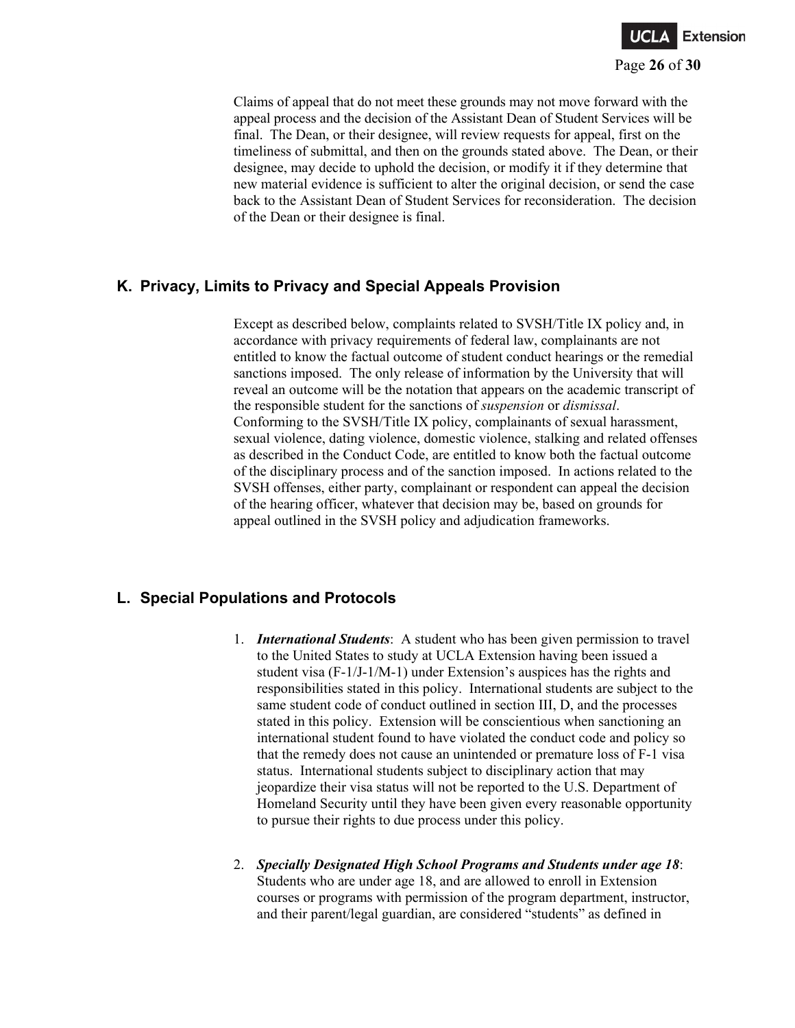Claims of appeal that do not meet these grounds may not move forward with the appeal process and the decision of the Assistant Dean of Student Services will be final. The Dean, or their designee, will review requests for appeal, first on the timeliness of submittal, and then on the grounds stated above. The Dean, or their designee, may decide to uphold the decision, or modify it if they determine that new material evidence is sufficient to alter the original decision, or send the case back to the Assistant Dean of Student Services for reconsideration. The decision of the Dean or their designee is final.

## K. Privacy, Limits to Privacy and Special Appeals Provision

Except as described below, complaints related to SVSH/Title IX policy and, in accordance with privacy requirements of federal law, complainants are not entitled to know the factual outcome of student conduct hearings or the remedial sanctions imposed. The only release of information by the University that will reveal an outcome will be the notation that appears on the academic transcript of the responsible student for the sanctions of *suspension* or *dismissal*. Conforming to the SVSH/Title IX policy, complainants of sexual harassment, sexual violence, dating violence, domestic violence, stalking and related offenses as described in the Conduct Code, are entitled to know both the factual outcome of the disciplinary process and of the sanction imposed. In actions related to the SVSH offenses, either party, complainant or respondent can appeal the decision of the hearing officer, whatever that decision may be, based on grounds for appeal outlined in the SVSH policy and adjudication frameworks.

## L. Special Populations and Protocols

1. ***International Students***: A student who has been given permission to travel to the United States to study at UCLA Extension having been issued a student visa (F-1/J-1/M-1) under Extension's auspices has the rights and responsibilities stated in this policy. International students are subject to the same student code of conduct outlined in section III, D, and the processes stated in this policy. Extension will be conscientious when sanctioning an international student found to have violated the conduct code and policy so that the remedy does not cause an unintended or premature loss of F-1 visa status. International students subject to disciplinary action that may jeopardize their visa status will not be reported to the U.S. Department of Homeland Security until they have been given every reasonable opportunity to pursue their rights to due process under this policy.

2. ***Specially Designated High School Programs and Students under age 18***: Students who are under age 18, and are allowed to enroll in Extension courses or programs with permission of the program department, instructor, and their parent/legal guardian, are considered "students" as defined in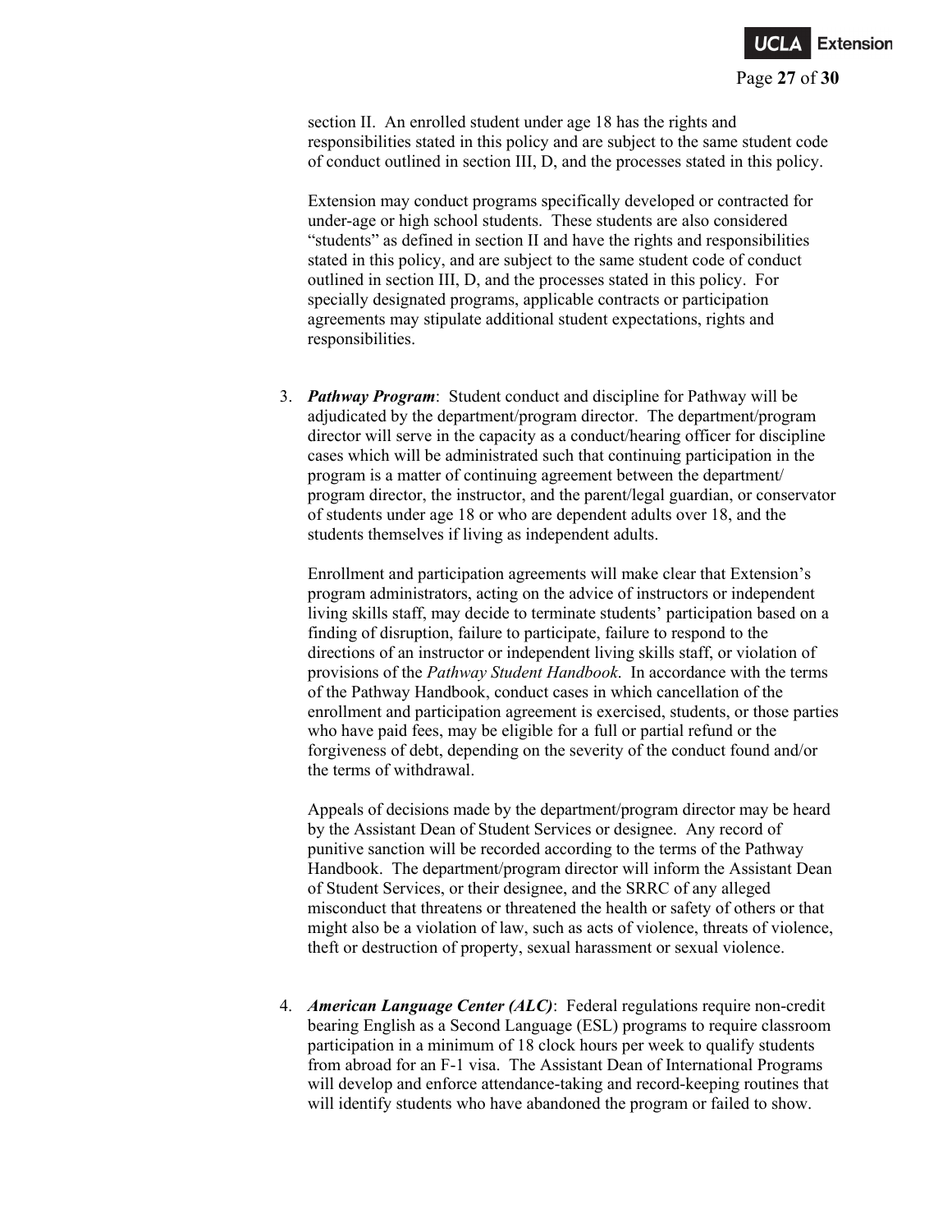section II. An enrolled student under age 18 has the rights and responsibilities stated in this policy and are subject to the same student code of conduct outlined in section III, D, and the processes stated in this policy.

Extension may conduct programs specifically developed or contracted for under-age or high school students. These students are also considered "students" as defined in section II and have the rights and responsibilities stated in this policy, and are subject to the same student code of conduct outlined in section III, D, and the processes stated in this policy. For specially designated programs, applicable contracts or participation agreements may stipulate additional student expectations, rights and responsibilities.

3. ***Pathway Program***: Student conduct and discipline for Pathway will be adjudicated by the department/program director. The department/program director will serve in the capacity as a conduct/hearing officer for discipline cases which will be administrated such that continuing participation in the program is a matter of continuing agreement between the department/ program director, the instructor, and the parent/legal guardian, or conservator of students under age 18 or who are dependent adults over 18, and the students themselves if living as independent adults.

   Enrollment and participation agreements will make clear that Extension's program administrators, acting on the advice of instructors or independent living skills staff, may decide to terminate students' participation based on a finding of disruption, failure to participate, failure to respond to the directions of an instructor or independent living skills staff, or violation of provisions of the *Pathway Student Handbook*. In accordance with the terms of the Pathway Handbook, conduct cases in which cancellation of the enrollment and participation agreement is exercised, students, or those parties who have paid fees, may be eligible for a full or partial refund or the forgiveness of debt, depending on the severity of the conduct found and/or the terms of withdrawal.

   Appeals of decisions made by the department/program director may be heard by the Assistant Dean of Student Services or designee. Any record of punitive sanction will be recorded according to the terms of the Pathway Handbook. The department/program director will inform the Assistant Dean of Student Services, or their designee, and the SRRC of any alleged misconduct that threatens or threatened the health or safety of others or that might also be a violation of law, such as acts of violence, threats of violence, theft or destruction of property, sexual harassment or sexual violence.

4. ***American Language Center (ALC)***: Federal regulations require non-credit bearing English as a Second Language (ESL) programs to require classroom participation in a minimum of 18 clock hours per week to qualify students from abroad for an F-1 visa. The Assistant Dean of International Programs will develop and enforce attendance-taking and record-keeping routines that will identify students who have abandoned the program or failed to show.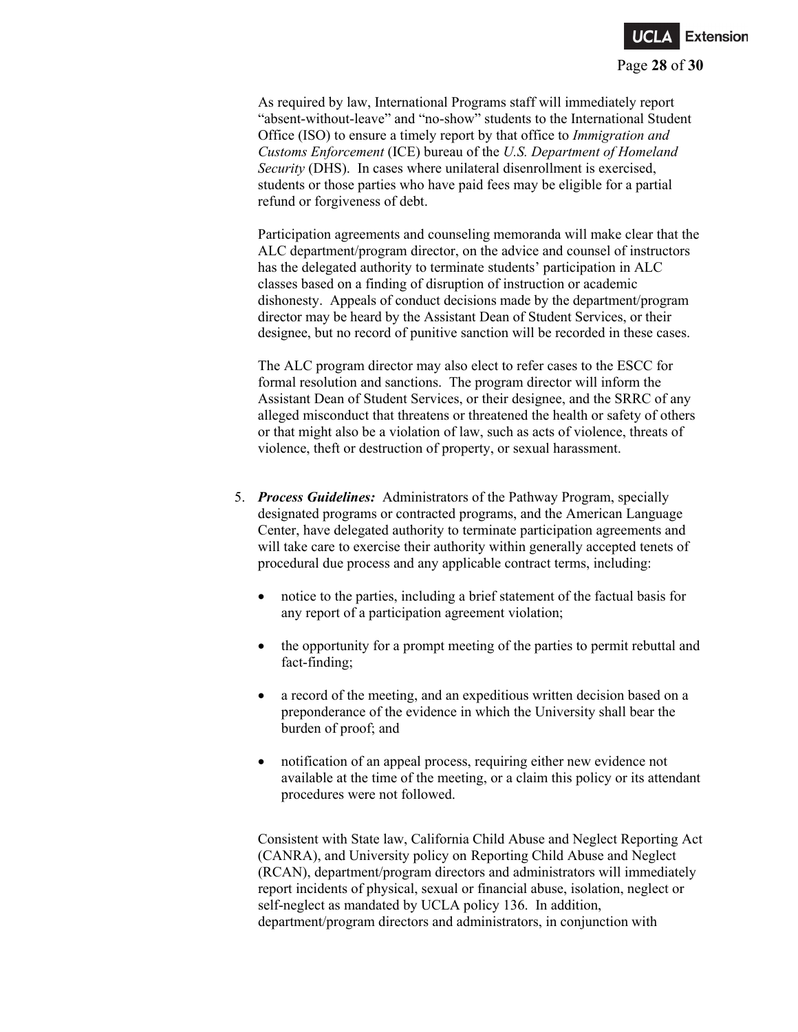As required by law, International Programs staff will immediately report "absent-without-leave" and "no-show" students to the International Student Office (ISO) to ensure a timely report by that office to *Immigration and Customs Enforcement* (ICE) bureau of the *U.S. Department of Homeland Security* (DHS). In cases where unilateral disenrollment is exercised, students or those parties who have paid fees may be eligible for a partial refund or forgiveness of debt.

Participation agreements and counseling memoranda will make clear that the ALC department/program director, on the advice and counsel of instructors has the delegated authority to terminate students' participation in ALC classes based on a finding of disruption of instruction or academic dishonesty. Appeals of conduct decisions made by the department/program director may be heard by the Assistant Dean of Student Services, or their designee, but no record of punitive sanction will be recorded in these cases.

The ALC program director may also elect to refer cases to the ESCC for formal resolution and sanctions. The program director will inform the Assistant Dean of Student Services, or their designee, and the SRRC of any alleged misconduct that threatens or threatened the health or safety of others or that might also be a violation of law, such as acts of violence, threats of violence, theft or destruction of property, or sexual harassment.

5. ***Process Guidelines:*** Administrators of the Pathway Program, specially designated programs or contracted programs, and the American Language Center, have delegated authority to terminate participation agreements and will take care to exercise their authority within generally accepted tenets of procedural due process and any applicable contract terms, including:

    - notice to the parties, including a brief statement of the factual basis for any report of a participation agreement violation;
    - the opportunity for a prompt meeting of the parties to permit rebuttal and fact-finding;
    - a record of the meeting, and an expeditious written decision based on a preponderance of the evidence in which the University shall bear the burden of proof; and
    - notification of an appeal process, requiring either new evidence not available at the time of the meeting, or a claim this policy or its attendant procedures were not followed.

    Consistent with State law, California Child Abuse and Neglect Reporting Act (CANRA), and University policy on Reporting Child Abuse and Neglect (RCAN), department/program directors and administrators will immediately report incidents of physical, sexual or financial abuse, isolation, neglect or self-neglect as mandated by UCLA policy 136. In addition, department/program directors and administrators, in conjunction with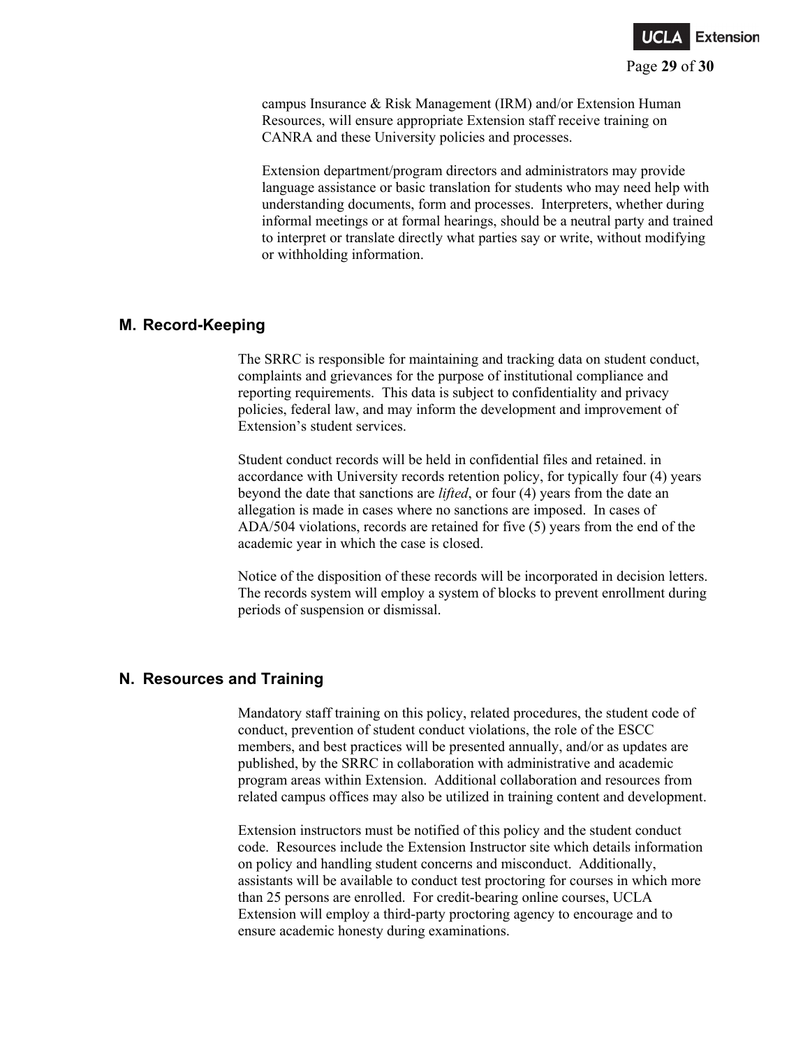campus Insurance & Risk Management (IRM) and/or Extension Human Resources, will ensure appropriate Extension staff receive training on CANRA and these University policies and processes.

Extension department/program directors and administrators may provide language assistance or basic translation for students who may need help with understanding documents, form and processes. Interpreters, whether during informal meetings or at formal hearings, should be a neutral party and trained to interpret or translate directly what parties say or write, without modifying or withholding information.

## M. Record-Keeping

The SRRC is responsible for maintaining and tracking data on student conduct, complaints and grievances for the purpose of institutional compliance and reporting requirements. This data is subject to confidentiality and privacy policies, federal law, and may inform the development and improvement of Extension's student services.

Student conduct records will be held in confidential files and retained. in accordance with University records retention policy, for typically four (4) years beyond the date that sanctions are *lifted*, or four (4) years from the date an allegation is made in cases where no sanctions are imposed. In cases of ADA/504 violations, records are retained for five (5) years from the end of the academic year in which the case is closed.

Notice of the disposition of these records will be incorporated in decision letters. The records system will employ a system of blocks to prevent enrollment during periods of suspension or dismissal.

## N. Resources and Training

Mandatory staff training on this policy, related procedures, the student code of conduct, prevention of student conduct violations, the role of the ESCC members, and best practices will be presented annually, and/or as updates are published, by the SRRC in collaboration with administrative and academic program areas within Extension. Additional collaboration and resources from related campus offices may also be utilized in training content and development.

Extension instructors must be notified of this policy and the student conduct code. Resources include the Extension Instructor site which details information on policy and handling student concerns and misconduct. Additionally, assistants will be available to conduct test proctoring for courses in which more than 25 persons are enrolled. For credit-bearing online courses, UCLA Extension will employ a third-party proctoring agency to encourage and to ensure academic honesty during examinations.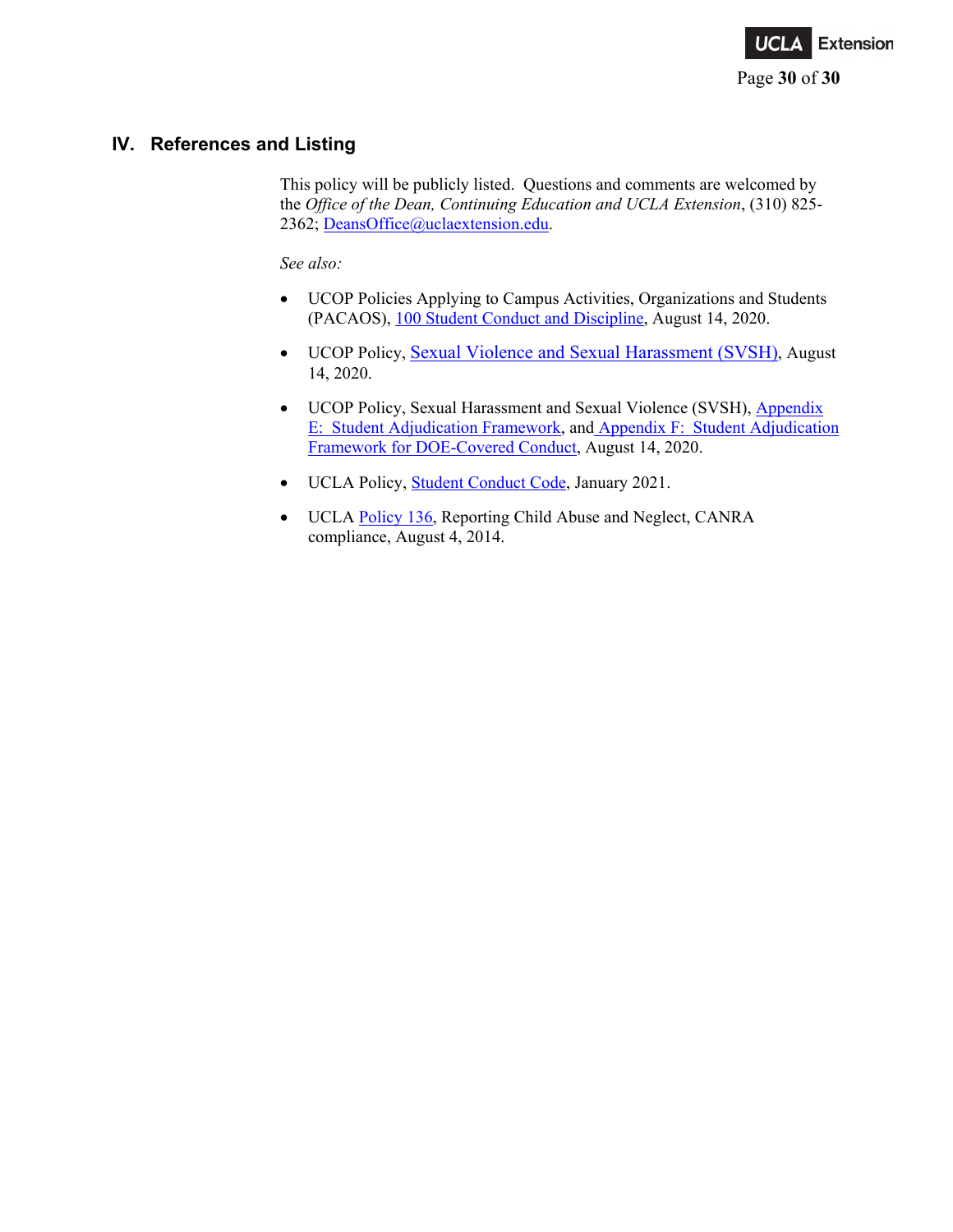## IV. References and Listing

This policy will be publicly listed. Questions and comments are welcomed by the *Office of the Dean, Continuing Education and UCLA Extension*, (310) 825-2362; DeansOffice@uclaextension.edu.

*See also:*

- UCOP Policies Applying to Campus Activities, Organizations and Students (PACAOS), 100 Student Conduct and Discipline, August 14, 2020.
- UCOP Policy, Sexual Violence and Sexual Harassment (SVSH), August 14, 2020.
- UCOP Policy, Sexual Harassment and Sexual Violence (SVSH), Appendix E: Student Adjudication Framework, and Appendix F: Student Adjudication Framework for DOE-Covered Conduct, August 14, 2020.
- UCLA Policy, Student Conduct Code, January 2021.
- UCLA Policy 136, Reporting Child Abuse and Neglect, CANRA compliance, August 4, 2014.